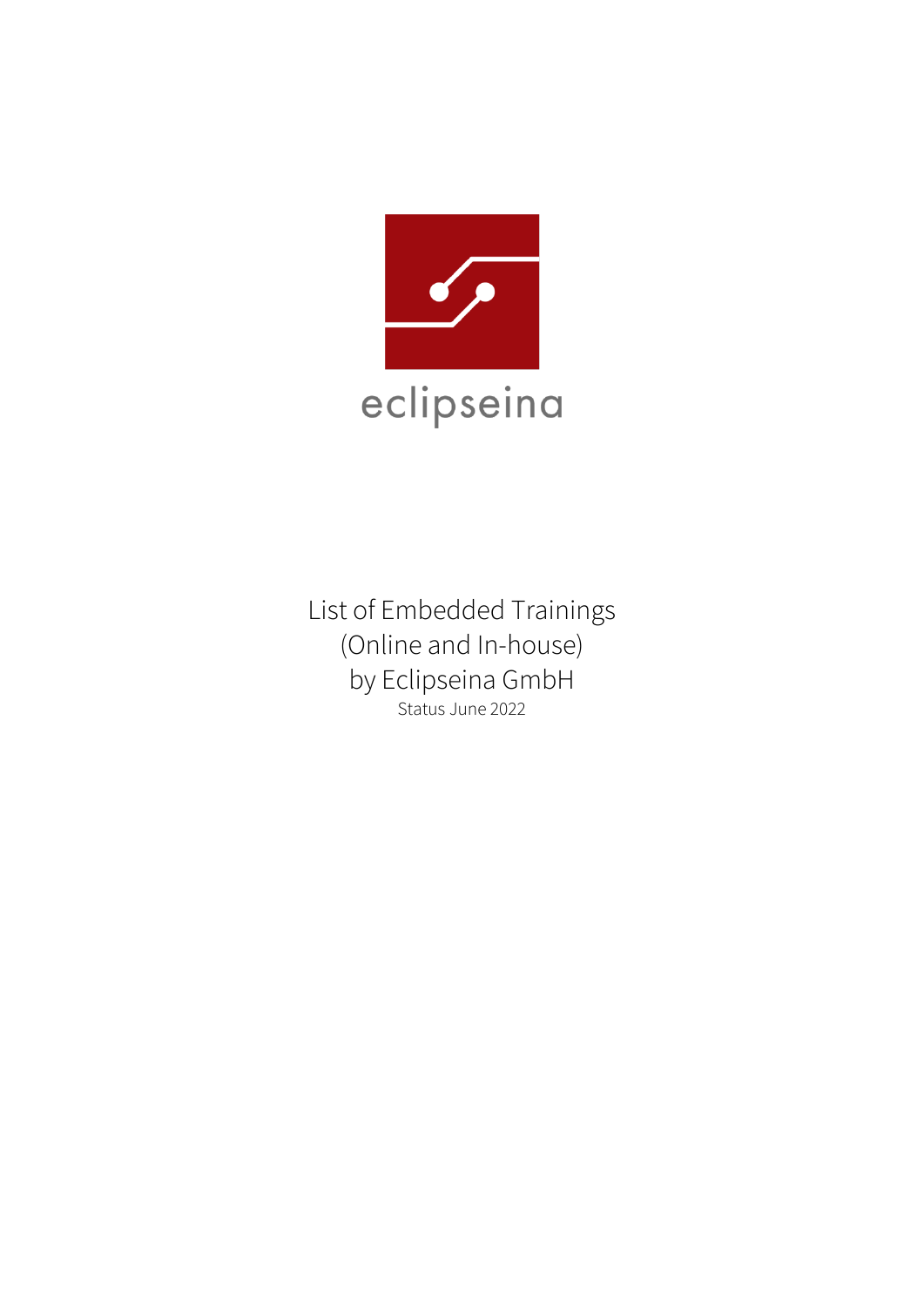eclipseina

# List of Embedded Trainings (Online and In-house) by Eclipseina GmbH

Status June 2022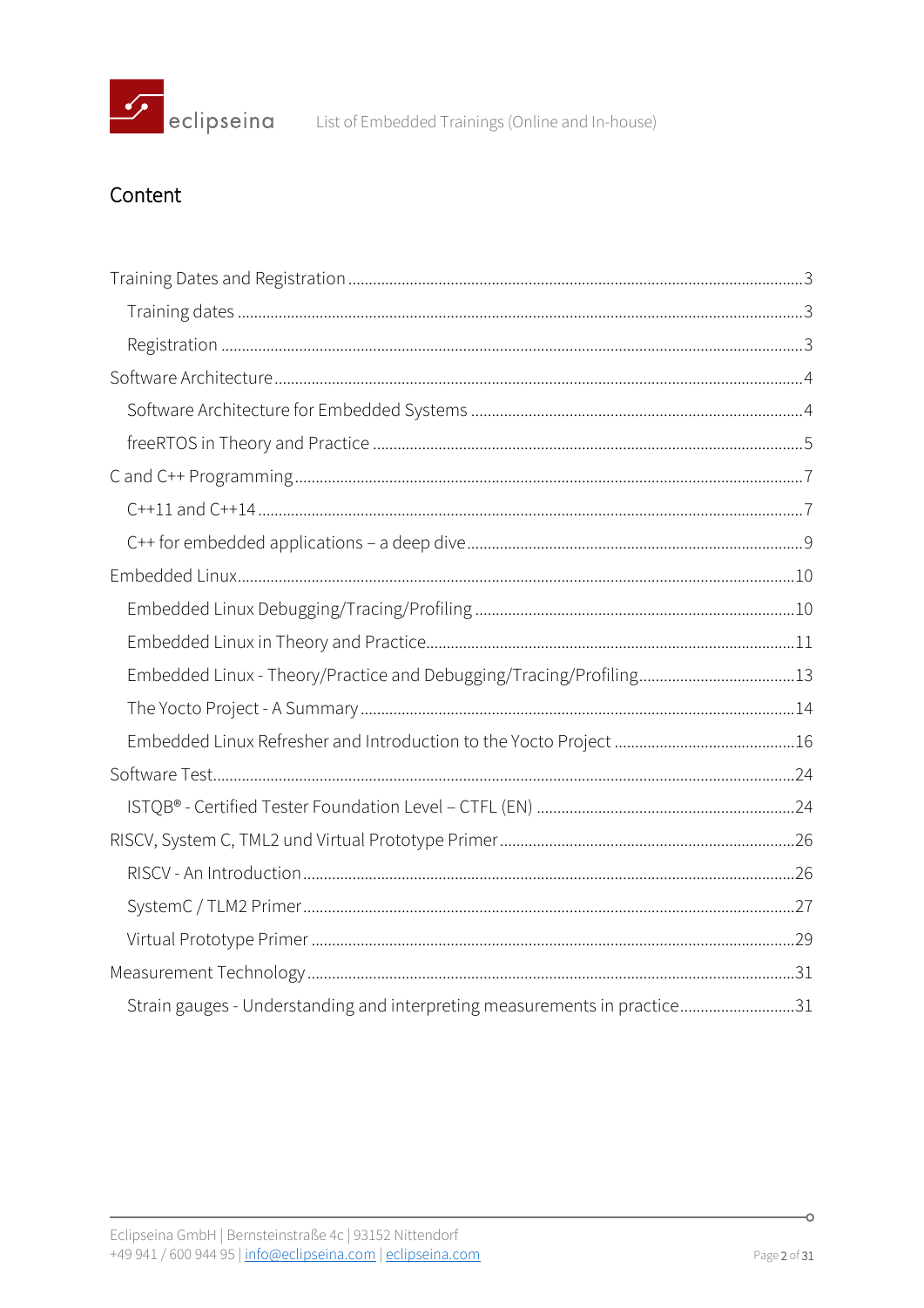## Content

- Training Dates and Registration ... 3
  - Training dates ... 3
  - Registration ... 3
- Software Architecture ... 4
  - Software Architecture for Embedded Systems ... 4
  - freeRTOS in Theory and Practice ... 5
- C and C++ Programming ... 7
  - C++11 and C++14 ... 7
  - C++ for embedded applications – a deep dive ... 9
- Embedded Linux ... 10
  - Embedded Linux Debugging/Tracing/Profiling ... 10
  - Embedded Linux in Theory and Practice ... 11
  - Embedded Linux - Theory/Practice and Debugging/Tracing/Profiling ... 13
  - The Yocto Project - A Summary ... 14
  - Embedded Linux Refresher and Introduction to the Yocto Project ... 16
- Software Test ... 24
  - ISTQB® - Certified Tester Foundation Level – CTFL (EN) ... 24
- RISCV, System C, TML2 und Virtual Prototype Primer ... 26
  - RISCV - An Introduction ... 26
  - SystemC / TLM2 Primer ... 27
  - Virtual Prototype Primer ... 29
- Measurement Technology ... 31
  - Strain gauges - Understanding and interpreting measurements in practice ... 31

Eclipseina GmbH | Bernsteinstraße 4c | 93152 Nittendorf
+49 941 / 600 944 95 | info@eclipseina.com | eclipseina.com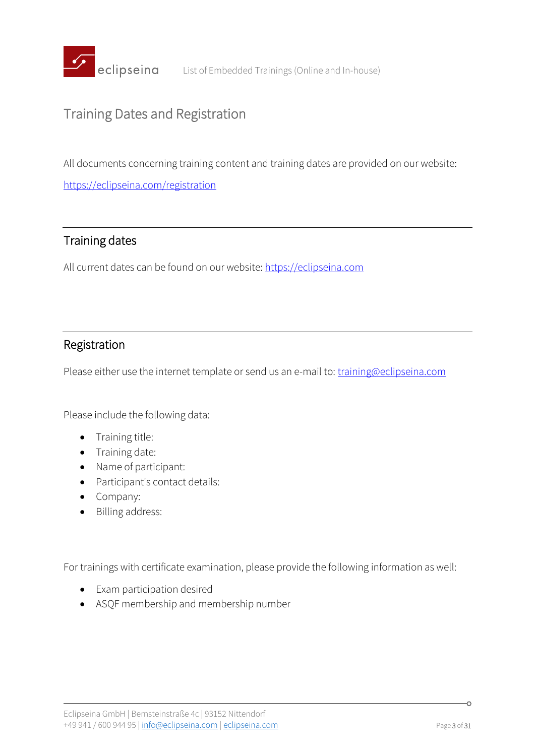# Training Dates and Registration

All documents concerning training content and training dates are provided on our website:

https://eclipseina.com/registration

## Training dates

All current dates can be found on our website: https://eclipseina.com

## Registration

Please either use the internet template or send us an e-mail to: training@eclipseina.com

Please include the following data:

- Training title:
- Training date:
- Name of participant:
- Participant's contact details:
- Company:
- Billing address:

For trainings with certificate examination, please provide the following information as well:

- Exam participation desired
- ASQF membership and membership number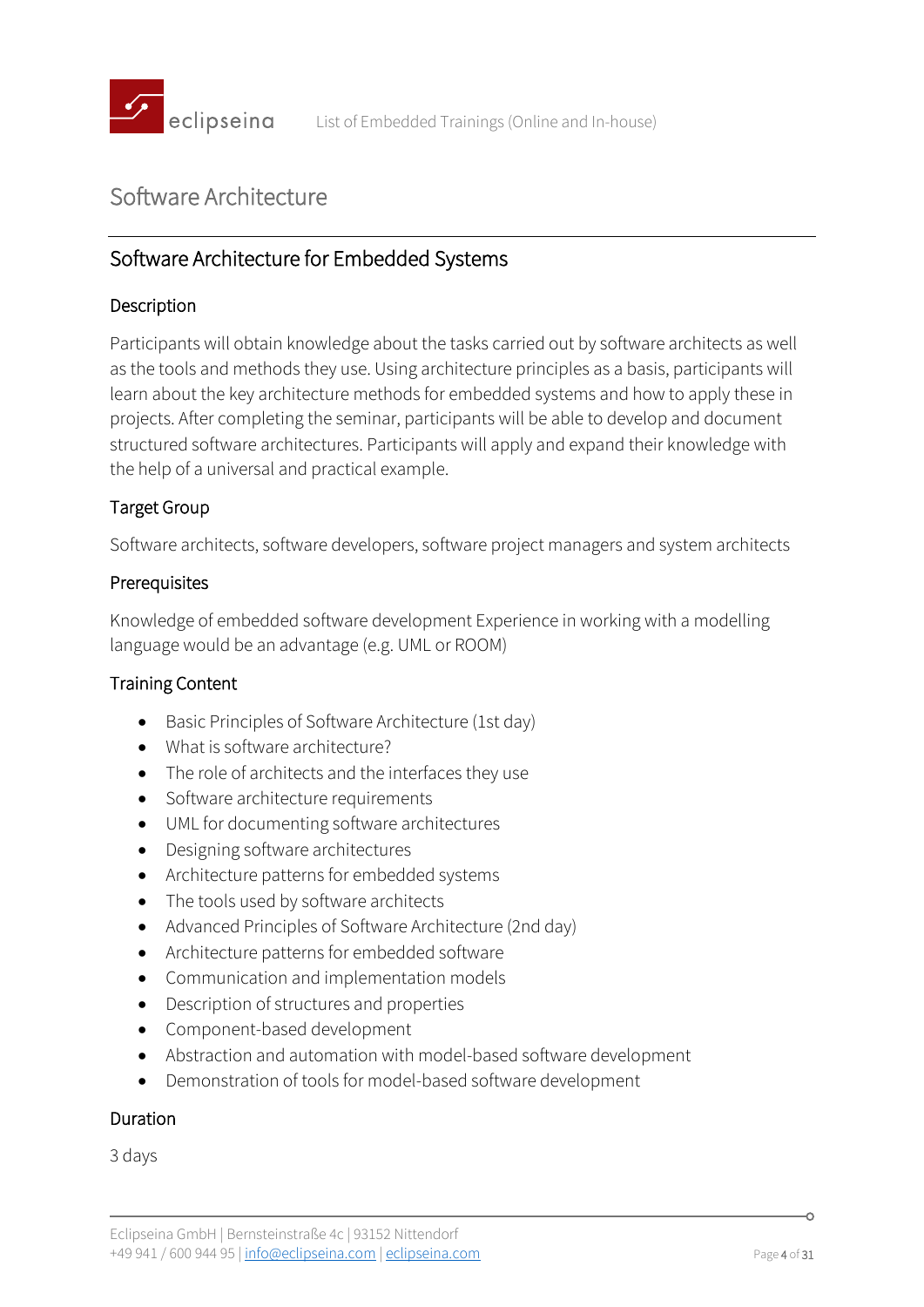# Software Architecture

## Software Architecture for Embedded Systems

### Description

Participants will obtain knowledge about the tasks carried out by software architects as well as the tools and methods they use. Using architecture principles as a basis, participants will learn about the key architecture methods for embedded systems and how to apply these in projects. After completing the seminar, participants will be able to develop and document structured software architectures. Participants will apply and expand their knowledge with the help of a universal and practical example.

### Target Group

Software architects, software developers, software project managers and system architects

### Prerequisites

Knowledge of embedded software development Experience in working with a modelling language would be an advantage (e.g. UML or ROOM)

### Training Content

- Basic Principles of Software Architecture (1st day)
- What is software architecture?
- The role of architects and the interfaces they use
- Software architecture requirements
- UML for documenting software architectures
- Designing software architectures
- Architecture patterns for embedded systems
- The tools used by software architects
- Advanced Principles of Software Architecture (2nd day)
- Architecture patterns for embedded software
- Communication and implementation models
- Description of structures and properties
- Component-based development
- Abstraction and automation with model-based software development
- Demonstration of tools for model-based software development

### Duration

3 days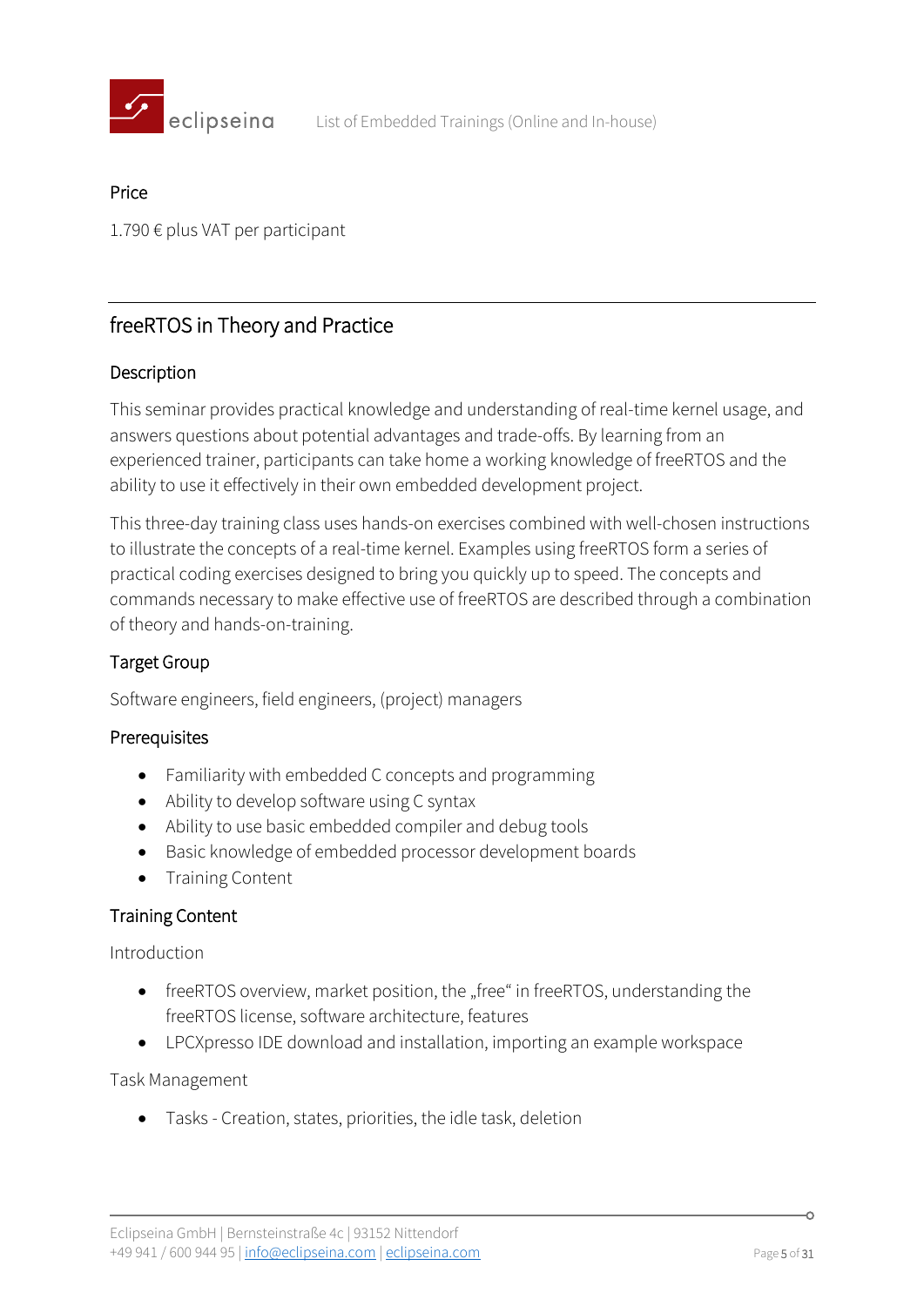### Price

1.790 € plus VAT per participant

## freeRTOS in Theory and Practice

### Description

This seminar provides practical knowledge and understanding of real-time kernel usage, and answers questions about potential advantages and trade-offs. By learning from an experienced trainer, participants can take home a working knowledge of freeRTOS and the ability to use it effectively in their own embedded development project.

This three-day training class uses hands-on exercises combined with well-chosen instructions to illustrate the concepts of a real-time kernel. Examples using freeRTOS form a series of practical coding exercises designed to bring you quickly up to speed. The concepts and commands necessary to make effective use of freeRTOS are described through a combination of theory and hands-on-training.

### Target Group

Software engineers, field engineers, (project) managers

### Prerequisites

- Familiarity with embedded C concepts and programming
- Ability to develop software using C syntax
- Ability to use basic embedded compiler and debug tools
- Basic knowledge of embedded processor development boards
- Training Content

### Training Content

Introduction

- freeRTOS overview, market position, the „free“ in freeRTOS, understanding the freeRTOS license, software architecture, features
- LPCXpresso IDE download and installation, importing an example workspace

Task Management

- Tasks - Creation, states, priorities, the idle task, deletion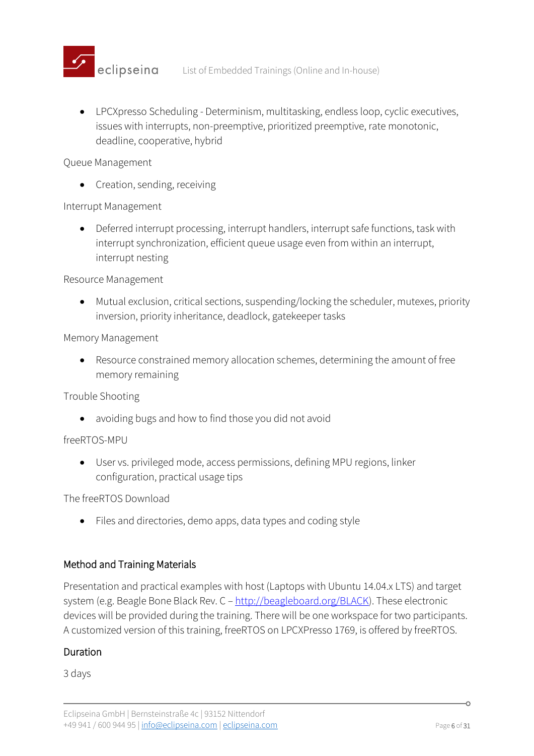- LPCXpresso Scheduling - Determinism, multitasking, endless loop, cyclic executives, issues with interrupts, non-preemptive, prioritized preemptive, rate monotonic, deadline, cooperative, hybrid

Queue Management

- Creation, sending, receiving

Interrupt Management

- Deferred interrupt processing, interrupt handlers, interrupt safe functions, task with interrupt synchronization, efficient queue usage even from within an interrupt, interrupt nesting

Resource Management

- Mutual exclusion, critical sections, suspending/locking the scheduler, mutexes, priority inversion, priority inheritance, deadlock, gatekeeper tasks

Memory Management

- Resource constrained memory allocation schemes, determining the amount of free memory remaining

Trouble Shooting

- avoiding bugs and how to find those you did not avoid

freeRTOS-MPU

- User vs. privileged mode, access permissions, defining MPU regions, linker configuration, practical usage tips

The freeRTOS Download

- Files and directories, demo apps, data types and coding style

### Method and Training Materials

Presentation and practical examples with host (Laptops with Ubuntu 14.04.x LTS) and target system (e.g. Beagle Bone Black Rev. C – http://beagleboard.org/BLACK). These electronic devices will be provided during the training. There will be one workspace for two participants. A customized version of this training, freeRTOS on LPCXPresso 1769, is offered by freeRTOS.

### Duration

3 days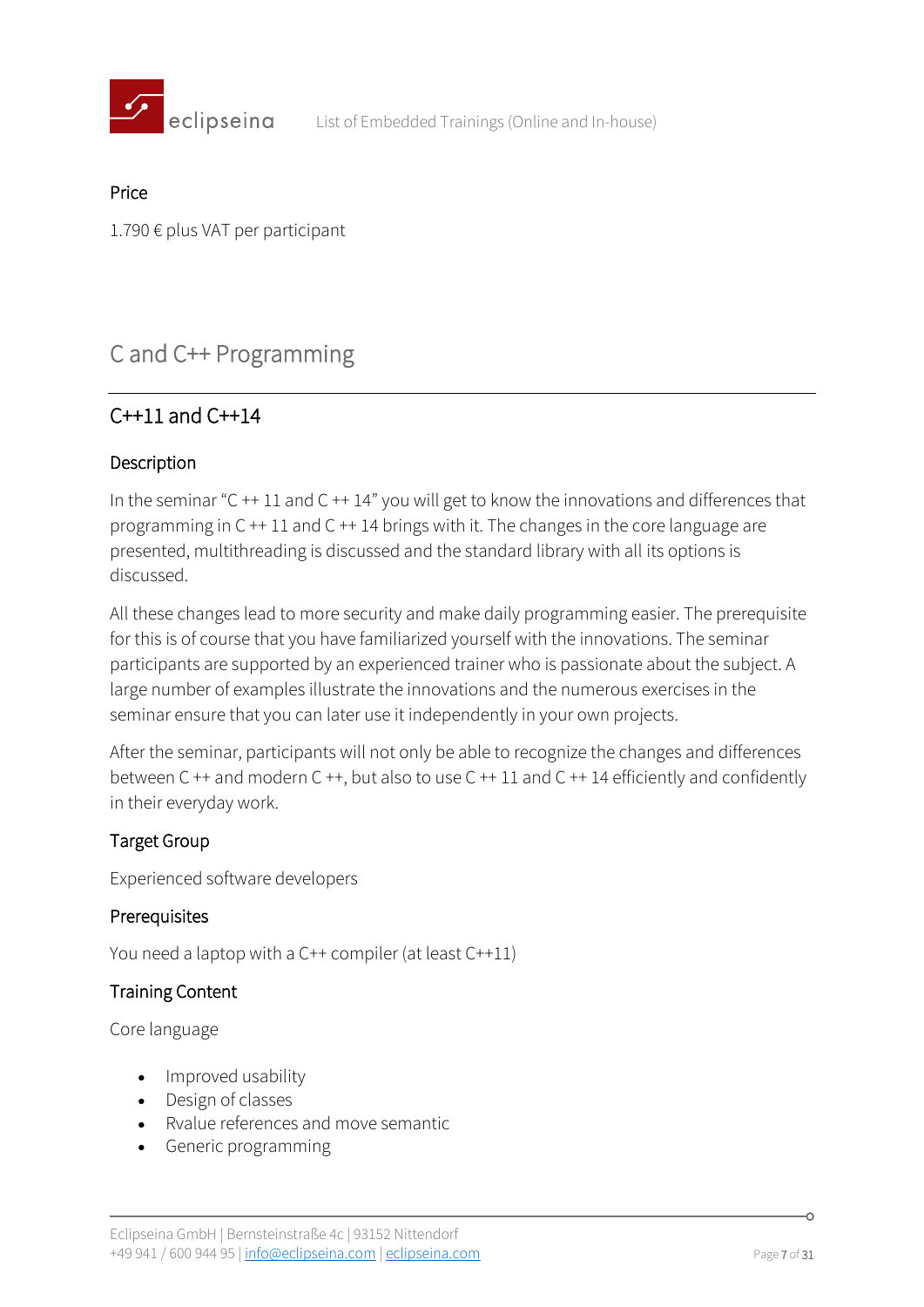### Price

1.790 € plus VAT per participant

# C and C++ Programming

## C++11 and C++14

### Description

In the seminar "C ++ 11 and C ++ 14" you will get to know the innovations and differences that programming in C ++ 11 and C ++ 14 brings with it. The changes in the core language are presented, multithreading is discussed and the standard library with all its options is discussed.

All these changes lead to more security and make daily programming easier. The prerequisite for this is of course that you have familiarized yourself with the innovations. The seminar participants are supported by an experienced trainer who is passionate about the subject. A large number of examples illustrate the innovations and the numerous exercises in the seminar ensure that you can later use it independently in your own projects.

After the seminar, participants will not only be able to recognize the changes and differences between C ++ and modern C ++, but also to use C ++ 11 and C ++ 14 efficiently and confidently in their everyday work.

### Target Group

Experienced software developers

### Prerequisites

You need a laptop with a C++ compiler (at least C++11)

### Training Content

Core language

- Improved usability
- Design of classes
- Rvalue references and move semantic
- Generic programming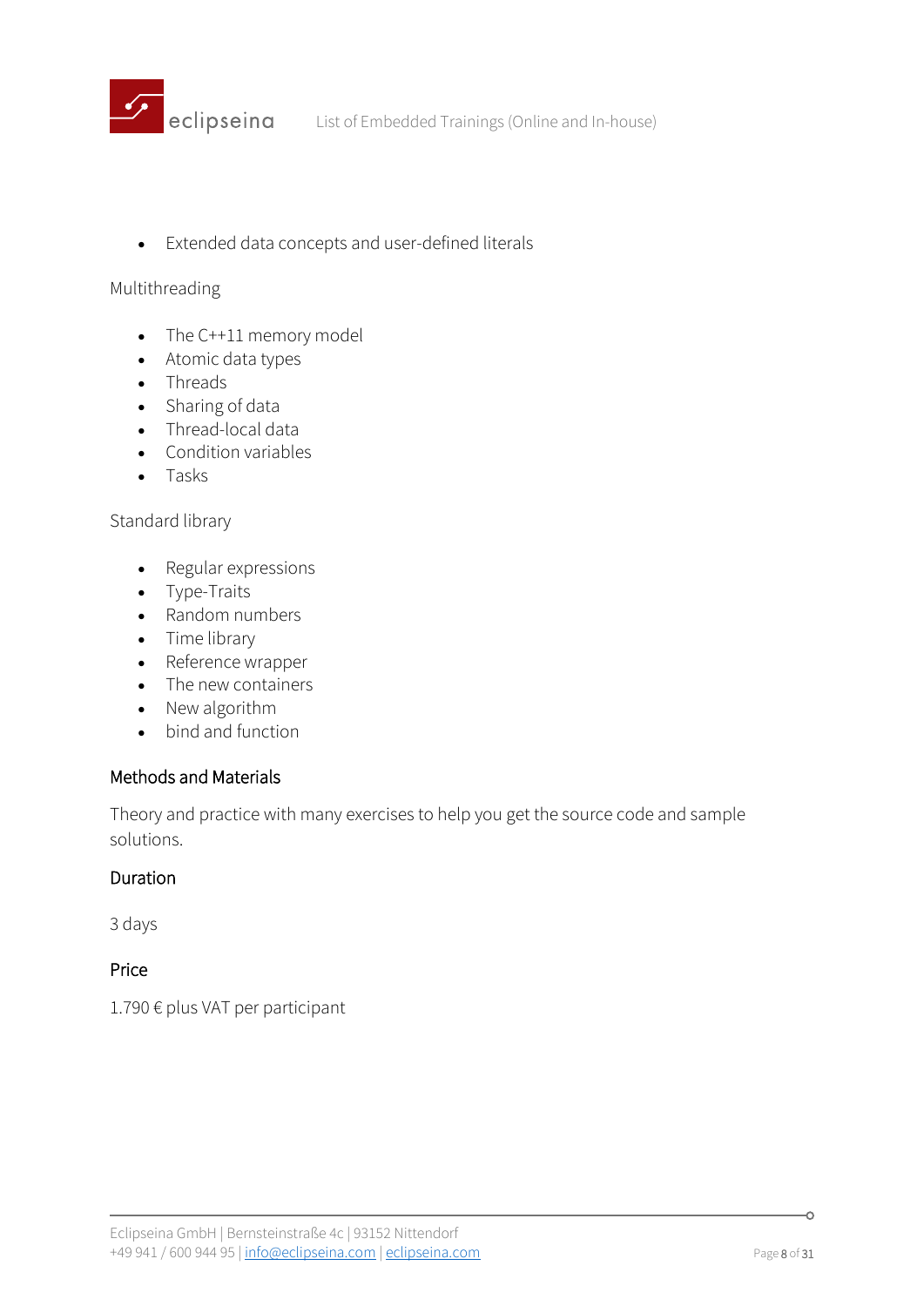- Extended data concepts and user-defined literals

Multithreading

- The C++11 memory model
- Atomic data types
- Threads
- Sharing of data
- Thread-local data
- Condition variables
- Tasks

Standard library

- Regular expressions
- Type-Traits
- Random numbers
- Time library
- Reference wrapper
- The new containers
- New algorithm
- bind and function

### Methods and Materials

Theory and practice with many exercises to help you get the source code and sample solutions.

### Duration

3 days

### Price

1.790 € plus VAT per participant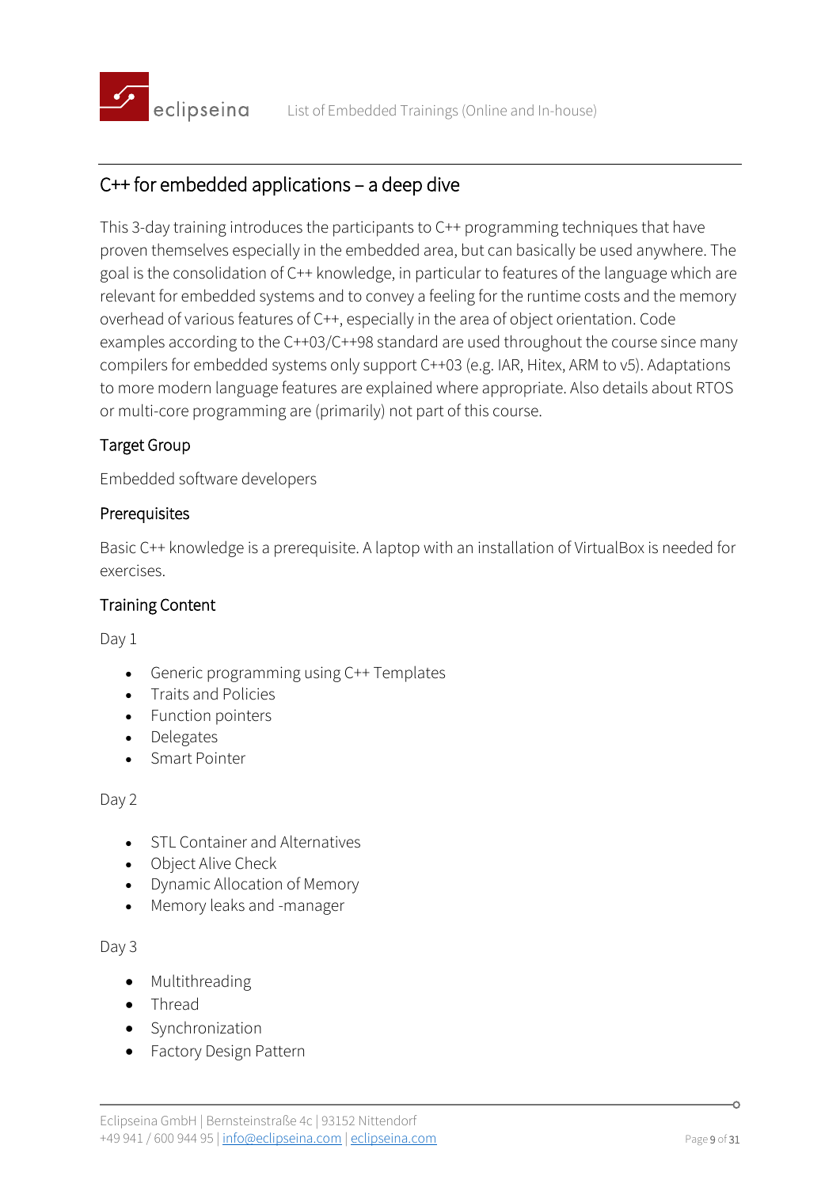## C++ for embedded applications – a deep dive

This 3-day training introduces the participants to C++ programming techniques that have proven themselves especially in the embedded area, but can basically be used anywhere. The goal is the consolidation of C++ knowledge, in particular to features of the language which are relevant for embedded systems and to convey a feeling for the runtime costs and the memory overhead of various features of C++, especially in the area of object orientation. Code examples according to the C++03/C++98 standard are used throughout the course since many compilers for embedded systems only support C++03 (e.g. IAR, Hitex, ARM to v5). Adaptations to more modern language features are explained where appropriate. Also details about RTOS or multi-core programming are (primarily) not part of this course.

### Target Group

Embedded software developers

### Prerequisites

Basic C++ knowledge is a prerequisite. A laptop with an installation of VirtualBox is needed for exercises.

### Training Content

Day 1

- Generic programming using C++ Templates
- Traits and Policies
- Function pointers
- Delegates
- Smart Pointer

Day 2

- STL Container and Alternatives
- Object Alive Check
- Dynamic Allocation of Memory
- Memory leaks and -manager

Day 3

- Multithreading
- Thread
- Synchronization
- Factory Design Pattern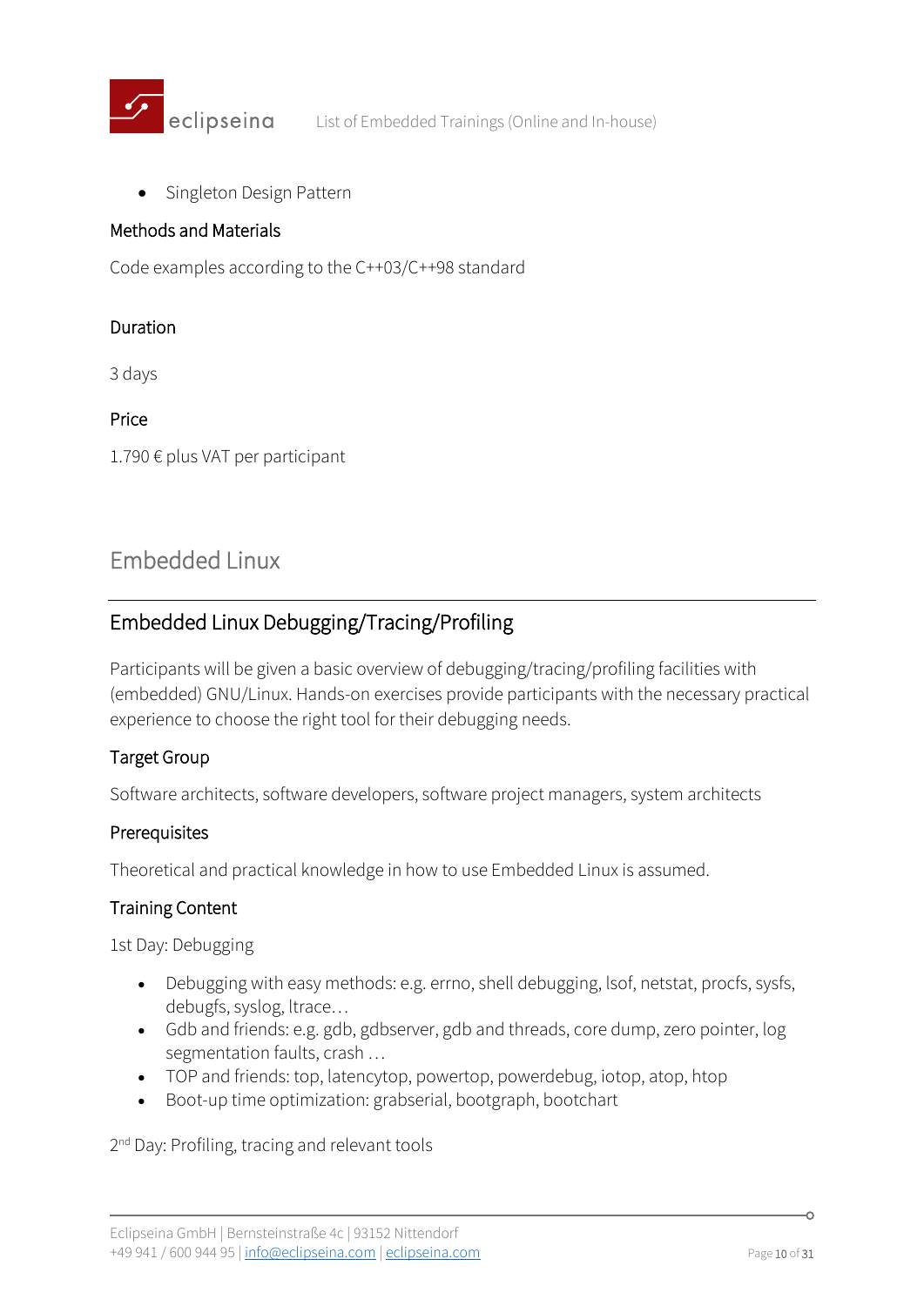- Singleton Design Pattern

### Methods and Materials

Code examples according to the C++03/C++98 standard

### Duration

3 days

### Price

1.790 € plus VAT per participant

# Embedded Linux

## Embedded Linux Debugging/Tracing/Profiling

Participants will be given a basic overview of debugging/tracing/profiling facilities with (embedded) GNU/Linux. Hands-on exercises provide participants with the necessary practical experience to choose the right tool for their debugging needs.

### Target Group

Software architects, software developers, software project managers, system architects

### Prerequisites

Theoretical and practical knowledge in how to use Embedded Linux is assumed.

### Training Content

1st Day: Debugging

- Debugging with easy methods: e.g. errno, shell debugging, lsof, netstat, procfs, sysfs, debugfs, syslog, ltrace…
- Gdb and friends: e.g. gdb, gdbserver, gdb and threads, core dump, zero pointer, log segmentation faults, crash …
- TOP and friends: top, latencytop, powertop, powerdebug, iotop, atop, htop
- Boot-up time optimization: grabserial, bootgraph, bootchart

2nd Day: Profiling, tracing and relevant tools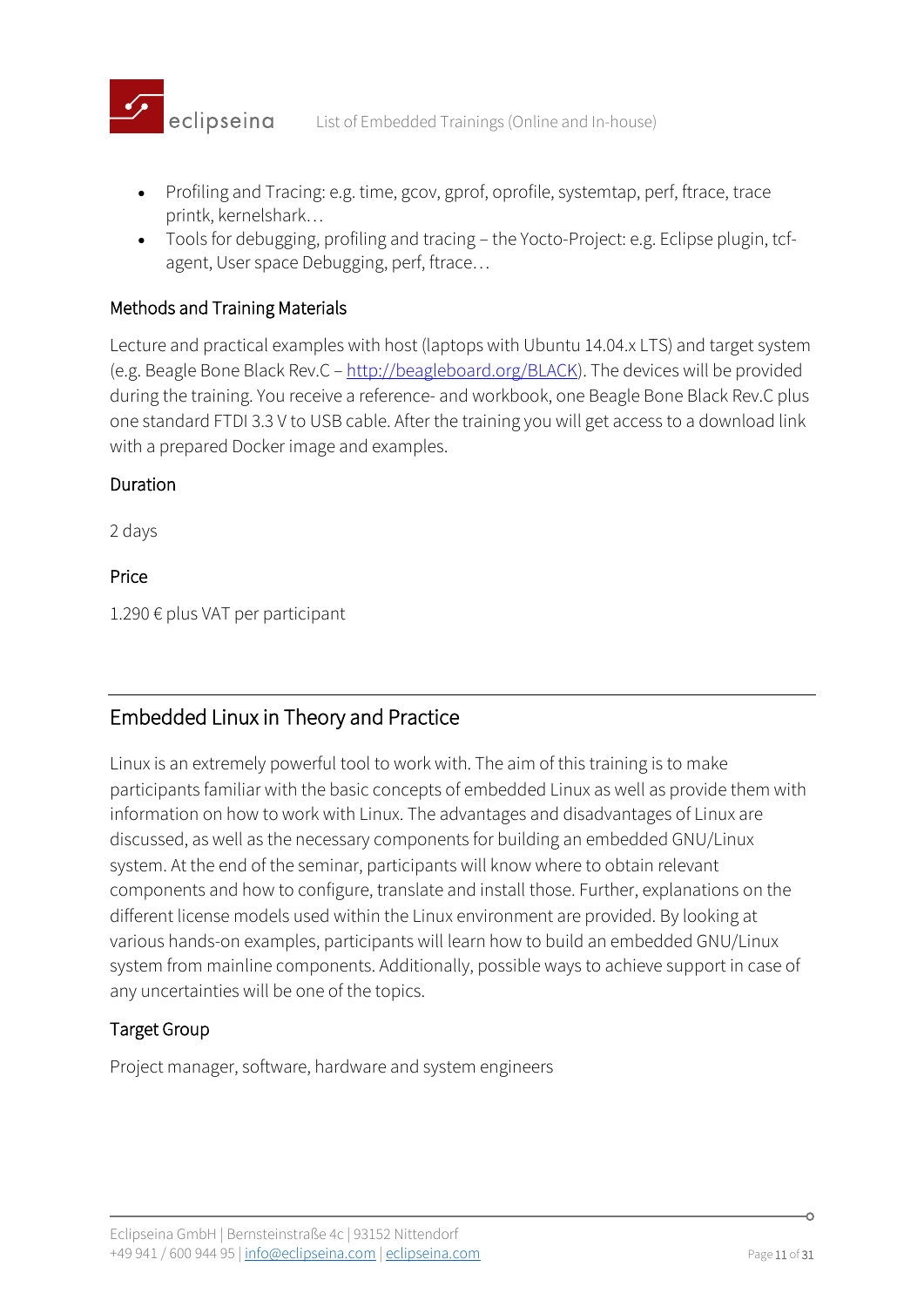- Profiling and Tracing: e.g. time, gcov, gprof, oprofile, systemtap, perf, ftrace, trace printk, kernelshark…
- Tools for debugging, profiling and tracing – the Yocto-Project: e.g. Eclipse plugin, tcf-agent, User space Debugging, perf, ftrace…

### Methods and Training Materials

Lecture and practical examples with host (laptops with Ubuntu 14.04.x LTS) and target system (e.g. Beagle Bone Black Rev.C – http://beagleboard.org/BLACK). The devices will be provided during the training. You receive a reference- and workbook, one Beagle Bone Black Rev.C plus one standard FTDI 3.3 V to USB cable. After the training you will get access to a download link with a prepared Docker image and examples.

### Duration

2 days

### Price

1.290 € plus VAT per participant

## Embedded Linux in Theory and Practice

Linux is an extremely powerful tool to work with. The aim of this training is to make participants familiar with the basic concepts of embedded Linux as well as provide them with information on how to work with Linux. The advantages and disadvantages of Linux are discussed, as well as the necessary components for building an embedded GNU/Linux system. At the end of the seminar, participants will know where to obtain relevant components and how to configure, translate and install those. Further, explanations on the different license models used within the Linux environment are provided. By looking at various hands-on examples, participants will learn how to build an embedded GNU/Linux system from mainline components. Additionally, possible ways to achieve support in case of any uncertainties will be one of the topics.

### Target Group

Project manager, software, hardware and system engineers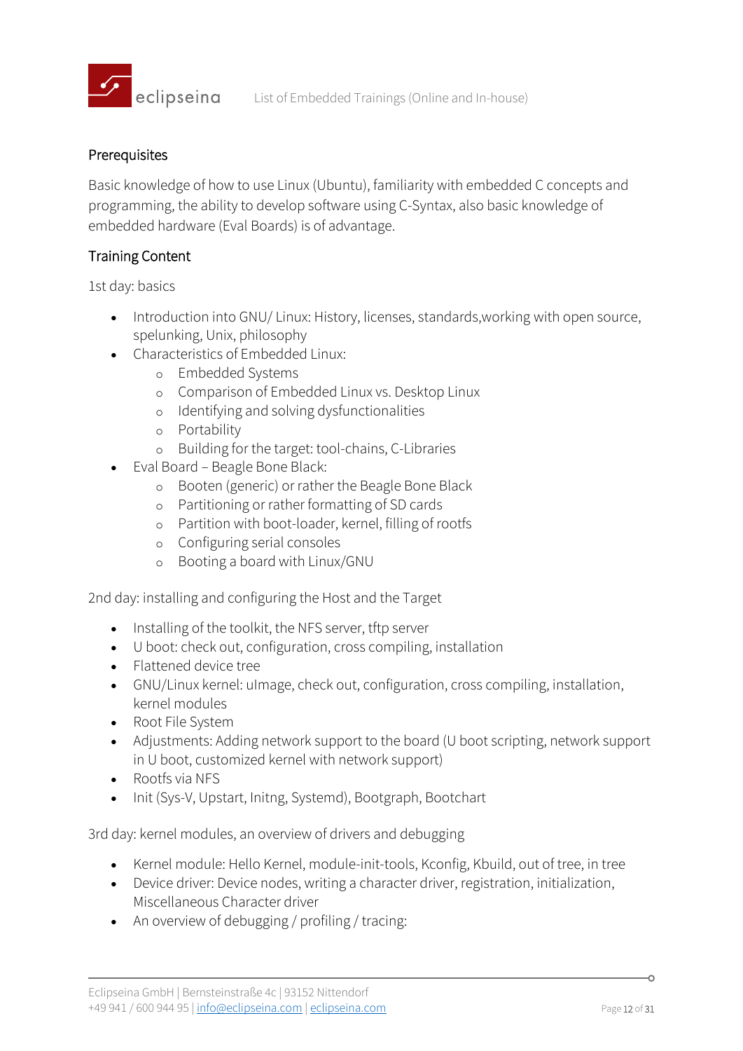### Prerequisites

Basic knowledge of how to use Linux (Ubuntu), familiarity with embedded C concepts and programming, the ability to develop software using C-Syntax, also basic knowledge of embedded hardware (Eval Boards) is of advantage.

### Training Content

1st day: basics

- Introduction into GNU/ Linux: History, licenses, standards,working with open source, spelunking, Unix, philosophy
- Characteristics of Embedded Linux:
    - Embedded Systems
    - Comparison of Embedded Linux vs. Desktop Linux
    - Identifying and solving dysfunctionalities
    - Portability
    - Building for the target: tool-chains, C-Libraries
- Eval Board – Beagle Bone Black:
    - Booten (generic) or rather the Beagle Bone Black
    - Partitioning or rather formatting of SD cards
    - Partition with boot-loader, kernel, filling of rootfs
    - Configuring serial consoles
    - Booting a board with Linux/GNU

2nd day: installing and configuring the Host and the Target

- Installing of the toolkit, the NFS server, tftp server
- U boot: check out, configuration, cross compiling, installation
- Flattened device tree
- GNU/Linux kernel: uImage, check out, configuration, cross compiling, installation, kernel modules
- Root File System
- Adjustments: Adding network support to the board (U boot scripting, network support in U boot, customized kernel with network support)
- Rootfs via NFS
- Init (Sys-V, Upstart, Initng, Systemd), Bootgraph, Bootchart

3rd day: kernel modules, an overview of drivers and debugging

- Kernel module: Hello Kernel, module-init-tools, Kconfig, Kbuild, out of tree, in tree
- Device driver: Device nodes, writing a character driver, registration, initialization, Miscellaneous Character driver
- An overview of debugging / profiling / tracing: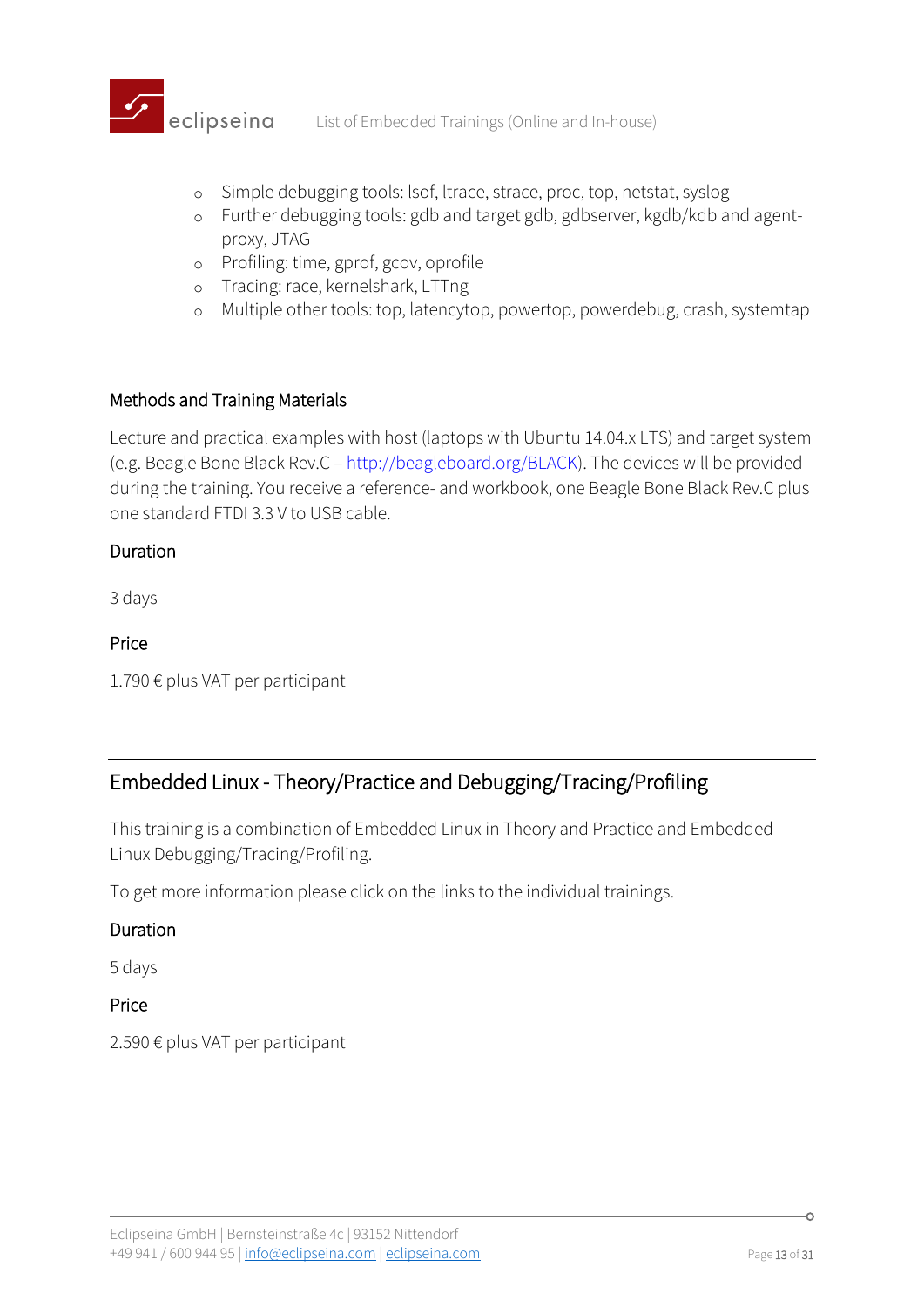- Simple debugging tools: lsof, ltrace, strace, proc, top, netstat, syslog
- Further debugging tools: gdb and target gdb, gdbserver, kgdb/kdb and agent-proxy, JTAG
- Profiling: time, gprof, gcov, oprofile
- Tracing: race, kernelshark, LTTng
- Multiple other tools: top, latencytop, powertop, powerdebug, crash, systemtap

### Methods and Training Materials

Lecture and practical examples with host (laptops with Ubuntu 14.04.x LTS) and target system (e.g. Beagle Bone Black Rev.C – [http://beagleboard.org/BLACK](http://beagleboard.org/BLACK)). The devices will be provided during the training. You receive a reference- and workbook, one Beagle Bone Black Rev.C plus one standard FTDI 3.3 V to USB cable.

### Duration

3 days

### Price

1.790 € plus VAT per participant

## Embedded Linux - Theory/Practice and Debugging/Tracing/Profiling

This training is a combination of Embedded Linux in Theory and Practice and Embedded Linux Debugging/Tracing/Profiling.

To get more information please click on the links to the individual trainings.

### Duration

5 days

### Price

2.590 € plus VAT per participant

Eclipseina GmbH | Bernsteinstraße 4c | 93152 Nittendorf
+49 941 / 600 944 95 | info@eclipseina.com | eclipseina.com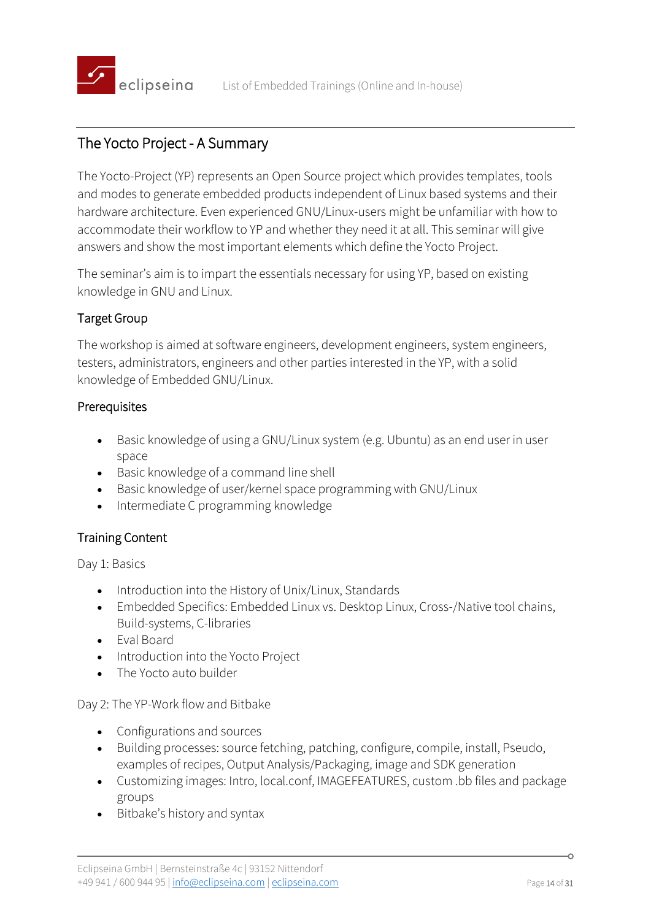## The Yocto Project - A Summary

The Yocto-Project (YP) represents an Open Source project which provides templates, tools and modes to generate embedded products independent of Linux based systems and their hardware architecture. Even experienced GNU/Linux-users might be unfamiliar with how to accommodate their workflow to YP and whether they need it at all. This seminar will give answers and show the most important elements which define the Yocto Project.

The seminar's aim is to impart the essentials necessary for using YP, based on existing knowledge in GNU and Linux.

### Target Group

The workshop is aimed at software engineers, development engineers, system engineers, testers, administrators, engineers and other parties interested in the YP, with a solid knowledge of Embedded GNU/Linux.

### Prerequisites

- Basic knowledge of using a GNU/Linux system (e.g. Ubuntu) as an end user in user space
- Basic knowledge of a command line shell
- Basic knowledge of user/kernel space programming with GNU/Linux
- Intermediate C programming knowledge

### Training Content

Day 1: Basics

- Introduction into the History of Unix/Linux, Standards
- Embedded Specifics: Embedded Linux vs. Desktop Linux, Cross-/Native tool chains, Build-systems, C-libraries
- Eval Board
- Introduction into the Yocto Project
- The Yocto auto builder

Day 2: The YP-Work flow and Bitbake

- Configurations and sources
- Building processes: source fetching, patching, configure, compile, install, Pseudo, examples of recipes, Output Analysis/Packaging, image and SDK generation
- Customizing images: Intro, local.conf, IMAGEFEATURES, custom .bb files and package groups
- Bitbake's history and syntax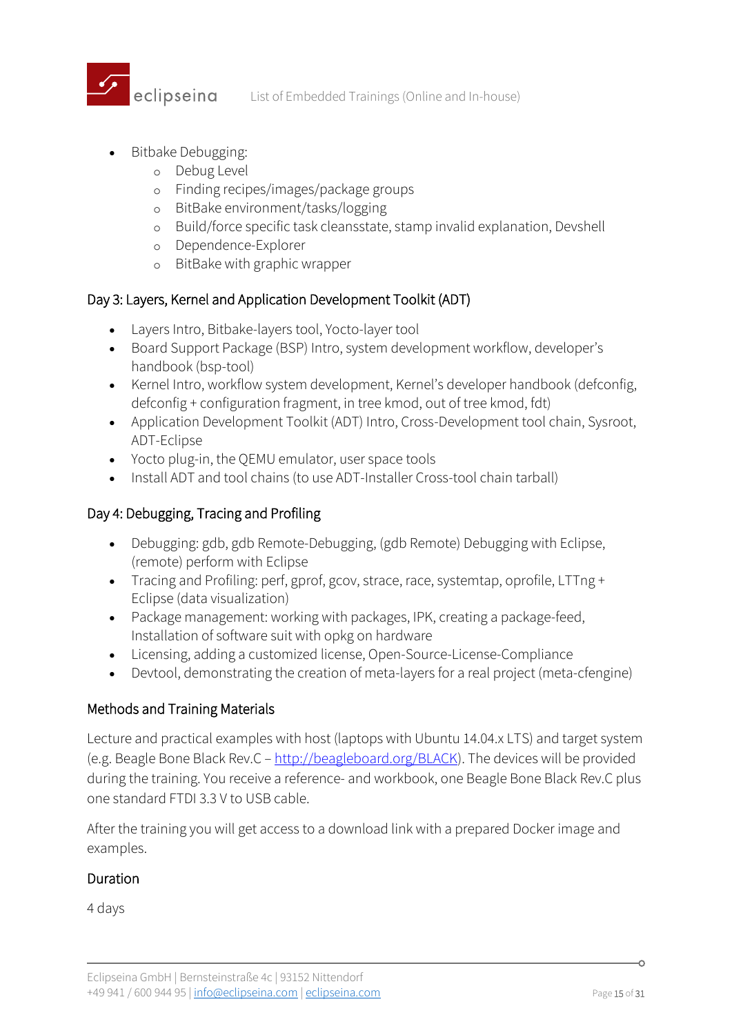- Bitbake Debugging:
  - Debug Level
  - Finding recipes/images/package groups
  - BitBake environment/tasks/logging
  - Build/force specific task cleansstate, stamp invalid explanation, Devshell
  - Dependence-Explorer
  - BitBake with graphic wrapper

### Day 3: Layers, Kernel and Application Development Toolkit (ADT)

- Layers Intro, Bitbake-layers tool, Yocto-layer tool
- Board Support Package (BSP) Intro, system development workflow, developer's handbook (bsp-tool)
- Kernel Intro, workflow system development, Kernel's developer handbook (defconfig, defconfig + configuration fragment, in tree kmod, out of tree kmod, fdt)
- Application Development Toolkit (ADT) Intro, Cross-Development tool chain, Sysroot, ADT-Eclipse
- Yocto plug-in, the QEMU emulator, user space tools
- Install ADT and tool chains (to use ADT-Installer Cross-tool chain tarball)

### Day 4: Debugging, Tracing and Profiling

- Debugging: gdb, gdb Remote-Debugging, (gdb Remote) Debugging with Eclipse, (remote) perform with Eclipse
- Tracing and Profiling: perf, gprof, gcov, strace, race, systemtap, oprofile, LTTng + Eclipse (data visualization)
- Package management: working with packages, IPK, creating a package-feed, Installation of software suit with opkg on hardware
- Licensing, adding a customized license, Open-Source-License-Compliance
- Devtool, demonstrating the creation of meta-layers for a real project (meta-cfengine)

### Methods and Training Materials

Lecture and practical examples with host (laptops with Ubuntu 14.04.x LTS) and target system (e.g. Beagle Bone Black Rev.C – [http://beagleboard.org/BLACK](http://beagleboard.org/BLACK)). The devices will be provided during the training. You receive a reference- and workbook, one Beagle Bone Black Rev.C plus one standard FTDI 3.3 V to USB cable.

After the training you will get access to a download link with a prepared Docker image and examples.

### Duration

4 days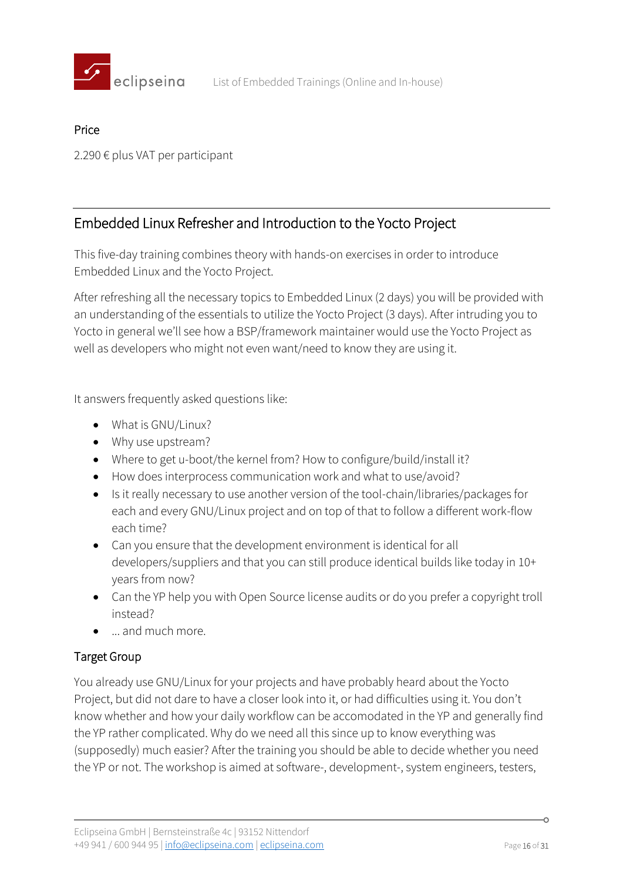### Price

2.290 € plus VAT per participant

## Embedded Linux Refresher and Introduction to the Yocto Project

This five-day training combines theory with hands-on exercises in order to introduce Embedded Linux and the Yocto Project.

After refreshing all the necessary topics to Embedded Linux (2 days) you will be provided with an understanding of the essentials to utilize the Yocto Project (3 days). After intruding you to Yocto in general we'll see how a BSP/framework maintainer would use the Yocto Project as well as developers who might not even want/need to know they are using it.

It answers frequently asked questions like:

- What is GNU/Linux?
- Why use upstream?
- Where to get u-boot/the kernel from? How to configure/build/install it?
- How does interprocess communication work and what to use/avoid?
- Is it really necessary to use another version of the tool-chain/libraries/packages for each and every GNU/Linux project and on top of that to follow a different work-flow each time?
- Can you ensure that the development environment is identical for all developers/suppliers and that you can still produce identical builds like today in 10+ years from now?
- Can the YP help you with Open Source license audits or do you prefer a copyright troll instead?
- ... and much more.

### Target Group

You already use GNU/Linux for your projects and have probably heard about the Yocto Project, but did not dare to have a closer look into it, or had difficulties using it. You don't know whether and how your daily workflow can be accomodated in the YP and generally find the YP rather complicated. Why do we need all this since up to know everything was (supposedly) much easier? After the training you should be able to decide whether you need the YP or not. The workshop is aimed at software-, development-, system engineers, testers,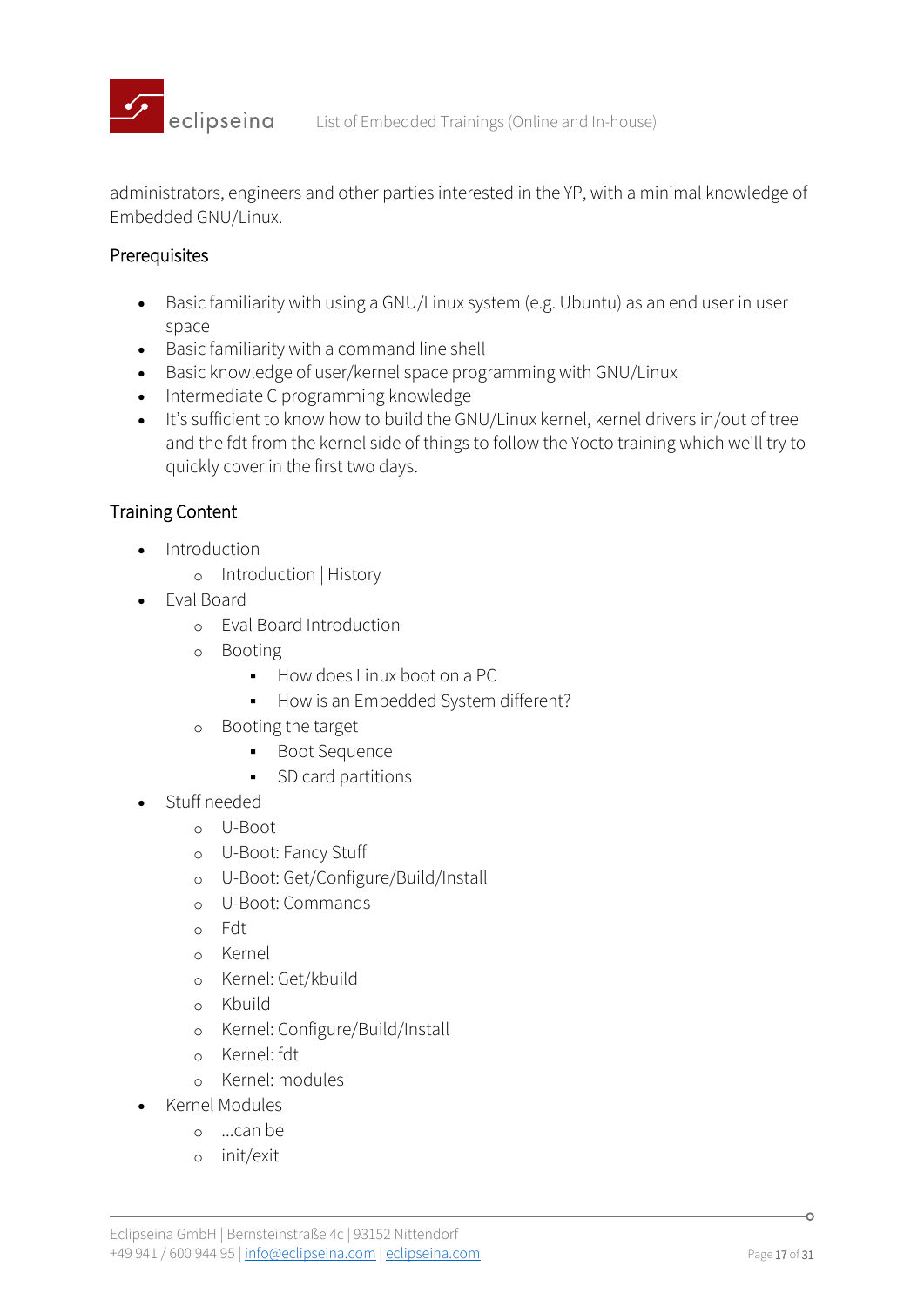administrators, engineers and other parties interested in the YP, with a minimal knowledge of Embedded GNU/Linux.

### Prerequisites

- Basic familiarity with using a GNU/Linux system (e.g. Ubuntu) as an end user in user space
- Basic familiarity with a command line shell
- Basic knowledge of user/kernel space programming with GNU/Linux
- Intermediate C programming knowledge
- It's sufficient to know how to build the GNU/Linux kernel, kernel drivers in/out of tree and the fdt from the kernel side of things to follow the Yocto training which we'll try to quickly cover in the first two days.

### Training Content

- Introduction
  - Introduction | History
- Eval Board
  - Eval Board Introduction
  - Booting
    - How does Linux boot on a PC
    - How is an Embedded System different?
  - Booting the target
    - Boot Sequence
    - SD card partitions
- Stuff needed
  - U-Boot
  - U-Boot: Fancy Stuff
  - U-Boot: Get/Configure/Build/Install
  - U-Boot: Commands
  - Fdt
  - Kernel
  - Kernel: Get/kbuild
  - Kbuild
  - Kernel: Configure/Build/Install
  - Kernel: fdt
  - Kernel: modules
- Kernel Modules
  - ...can be
  - init/exit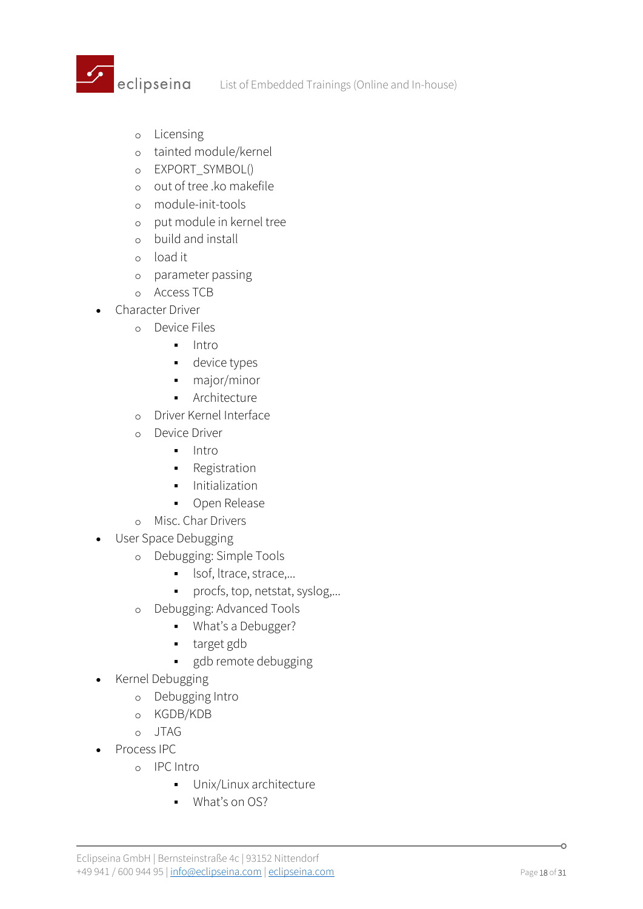- Licensing
  - tainted module/kernel
  - EXPORT_SYMBOL()
  - out of tree .ko makefile
  - module-init-tools
  - put module in kernel tree
  - build and install
  - load it
  - parameter passing
  - Access TCB
- Character Driver
  - Device Files
    - Intro
    - device types
    - major/minor
    - Architecture
  - Driver Kernel Interface
  - Device Driver
    - Intro
    - Registration
    - Initialization
    - Open Release
  - Misc. Char Drivers
- User Space Debugging
  - Debugging: Simple Tools
    - lsof, ltrace, strace,...
    - procfs, top, netstat, syslog,...
  - Debugging: Advanced Tools
    - What's a Debugger?
    - target gdb
    - gdb remote debugging
- Kernel Debugging
  - Debugging Intro
  - KGDB/KDB
  - JTAG
- Process IPC
  - IPC Intro
    - Unix/Linux architecture
    - What's on OS?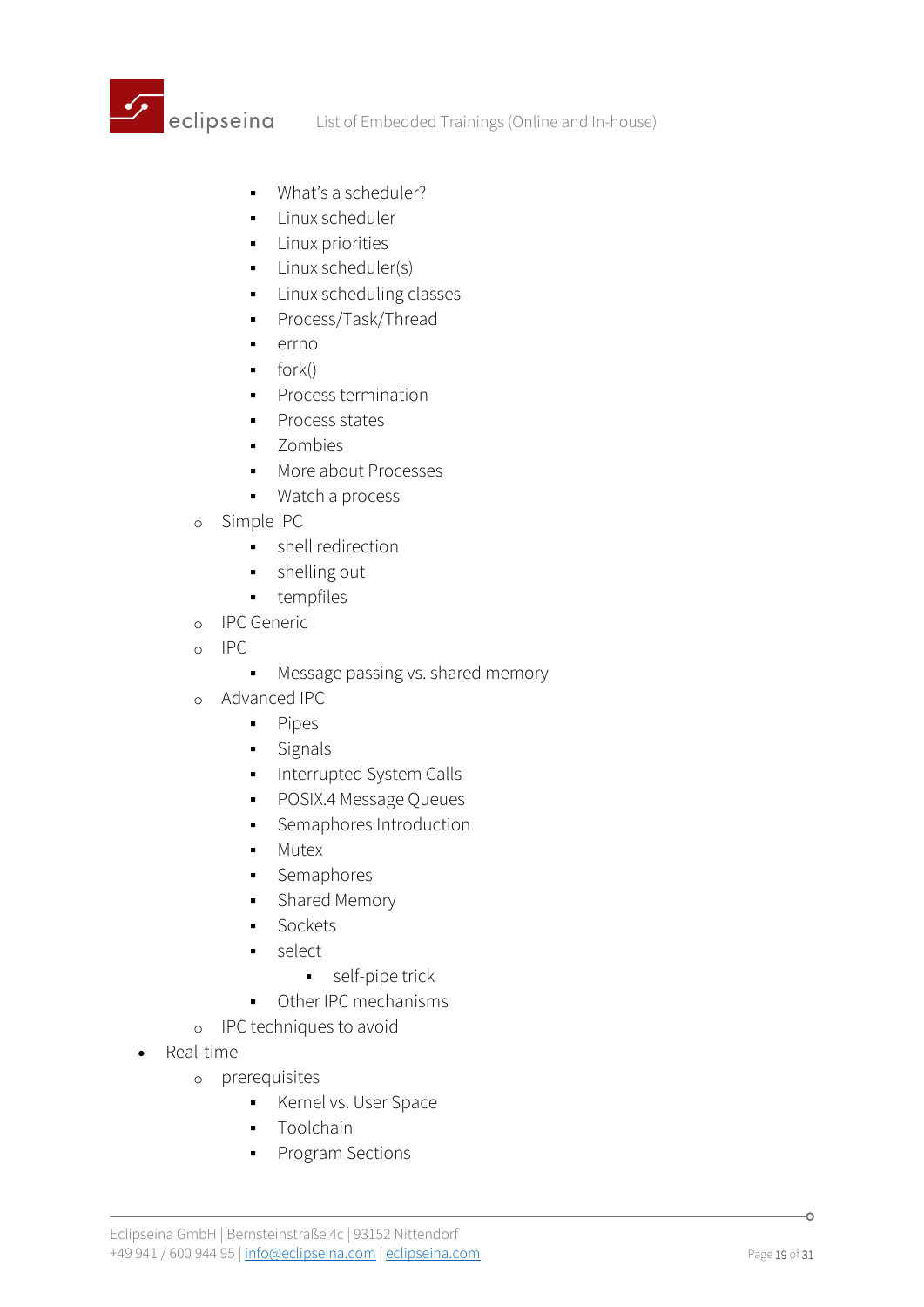- What's a scheduler?
        - Linux scheduler
        - Linux priorities
        - Linux scheduler(s)
        - Linux scheduling classes
        - Process/Task/Thread
        - errno
        - fork()
        - Process termination
        - Process states
        - Zombies
        - More about Processes
        - Watch a process
    - Simple IPC
        - shell redirection
        - shelling out
        - tempfiles
    - IPC Generic
    - IPC
        - Message passing vs. shared memory
    - Advanced IPC
        - Pipes
        - Signals
        - Interrupted System Calls
        - POSIX.4 Message Queues
        - Semaphores Introduction
        - Mutex
        - Semaphores
        - Shared Memory
        - Sockets
        - select
            - self-pipe trick
        - Other IPC mechanisms
    - IPC techniques to avoid
- Real-time
    - prerequisites
        - Kernel vs. User Space
        - Toolchain
        - Program Sections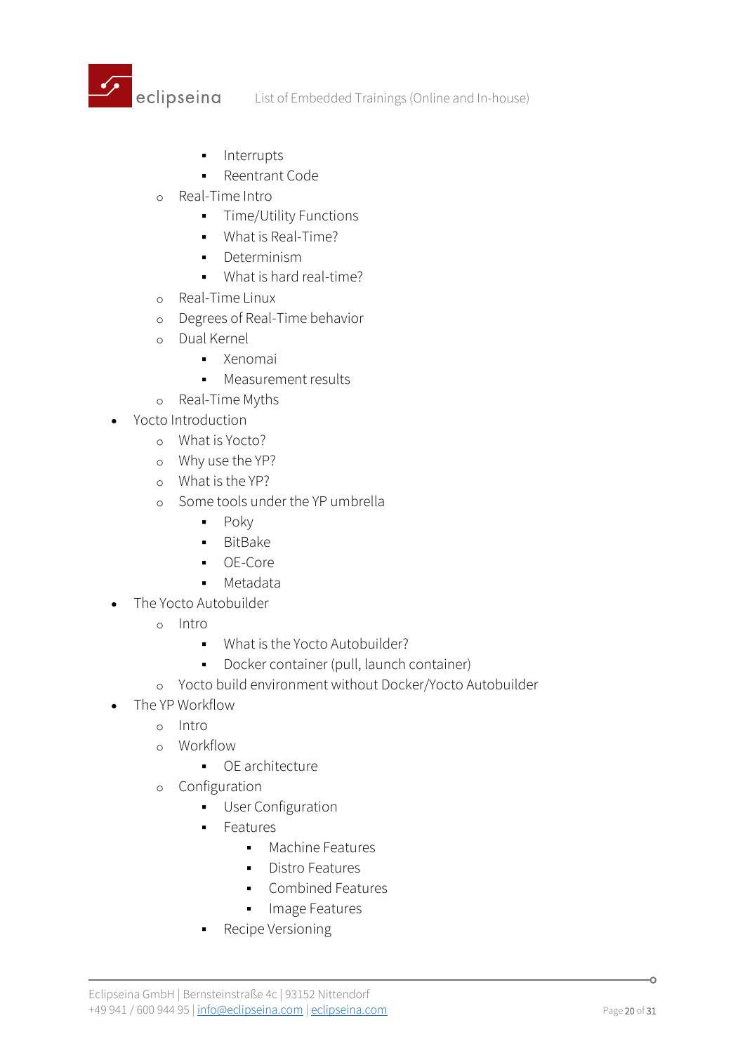- Interrupts
        - Reentrant Code
    - Real-Time Intro
        - Time/Utility Functions
        - What is Real-Time?
        - Determinism
        - What is hard real-time?
    - Real-Time Linux
    - Degrees of Real-Time behavior
    - Dual Kernel
        - Xenomai
        - Measurement results
    - Real-Time Myths
- Yocto Introduction
    - What is Yocto?
    - Why use the YP?
    - What is the YP?
    - Some tools under the YP umbrella
        - Poky
        - BitBake
        - OE-Core
        - Metadata
- The Yocto Autobuilder
    - Intro
        - What is the Yocto Autobuilder?
        - Docker container (pull, launch container)
    - Yocto build environment without Docker/Yocto Autobuilder
- The YP Workflow
    - Intro
    - Workflow
        - OE architecture
    - Configuration
        - User Configuration
        - Features
            - Machine Features
            - Distro Features
            - Combined Features
            - Image Features
        - Recipe Versioning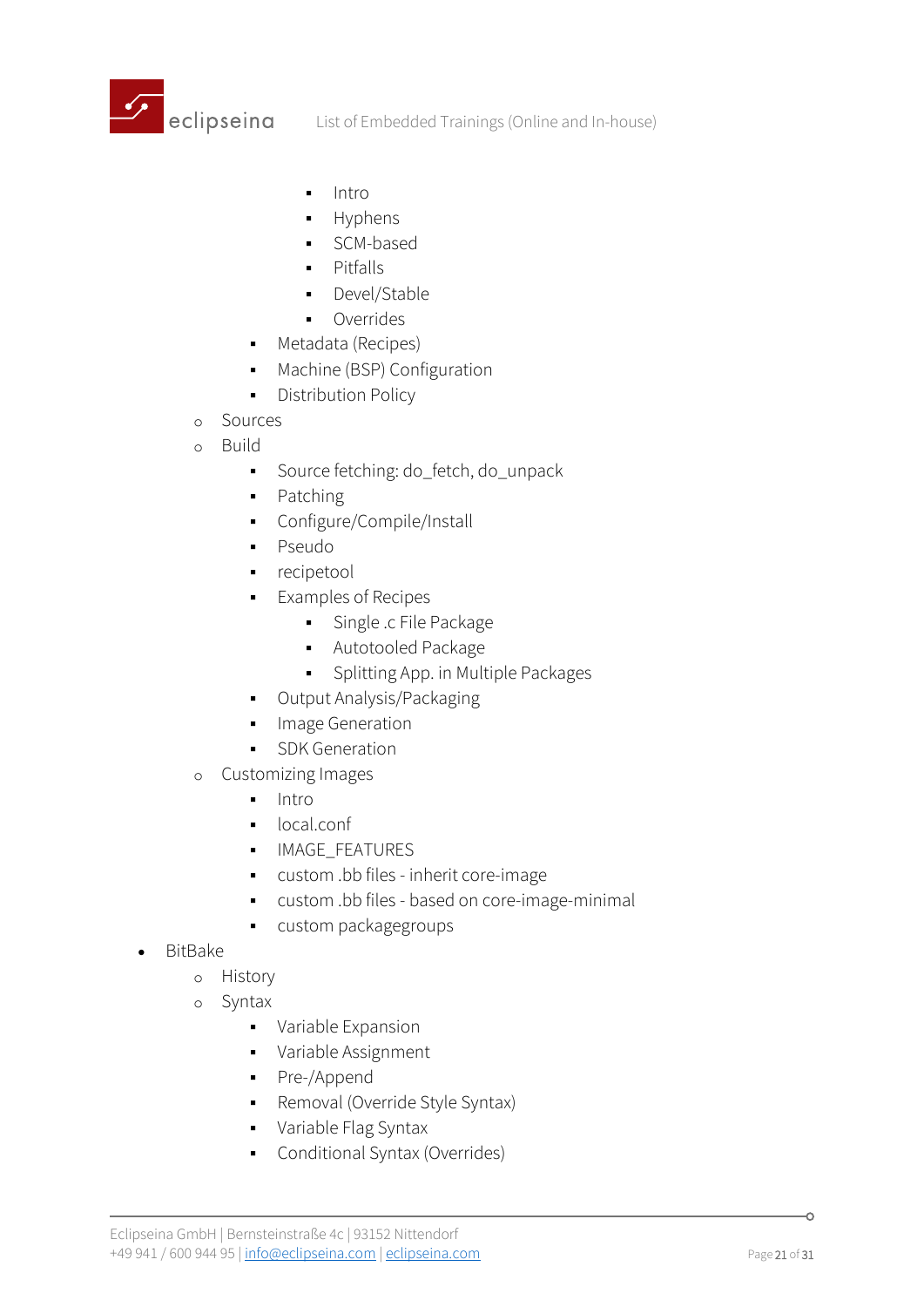- Intro
            - Hyphens
            - SCM-based
            - Pitfalls
            - Devel/Stable
            - Overrides
        - Metadata (Recipes)
        - Machine (BSP) Configuration
        - Distribution Policy
    - Sources
    - Build
        - Source fetching: do_fetch, do_unpack
        - Patching
        - Configure/Compile/Install
        - Pseudo
        - recipetool
        - Examples of Recipes
            - Single .c File Package
            - Autotooled Package
            - Splitting App. in Multiple Packages
        - Output Analysis/Packaging
        - Image Generation
        - SDK Generation
    - Customizing Images
        - Intro
        - local.conf
        - IMAGE_FEATURES
        - custom .bb files - inherit core-image
        - custom .bb files - based on core-image-minimal
        - custom packagegroups
- BitBake
    - History
    - Syntax
        - Variable Expansion
        - Variable Assignment
        - Pre-/Append
        - Removal (Override Style Syntax)
        - Variable Flag Syntax
        - Conditional Syntax (Overrides)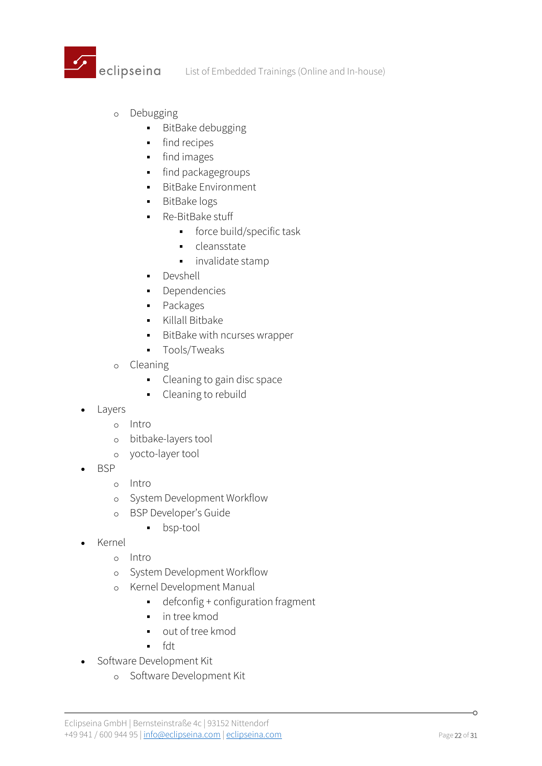- Debugging
        - BitBake debugging
        - find recipes
        - find images
        - find packagegroups
        - BitBake Environment
        - BitBake logs
        - Re-BitBake stuff
            - force build/specific task
            - cleansstate
            - invalidate stamp
        - Devshell
        - Dependencies
        - Packages
        - Killall Bitbake
        - BitBake with ncurses wrapper
        - Tools/Tweaks
    - Cleaning
        - Cleaning to gain disc space
        - Cleaning to rebuild
- Layers
    - Intro
    - bitbake-layers tool
    - yocto-layer tool
- BSP
    - Intro
    - System Development Workflow
    - BSP Developer's Guide
        - bsp-tool
- Kernel
    - Intro
    - System Development Workflow
    - Kernel Development Manual
        - defconfig + configuration fragment
        - in tree kmod
        - out of tree kmod
        - fdt
- Software Development Kit
    - Software Development Kit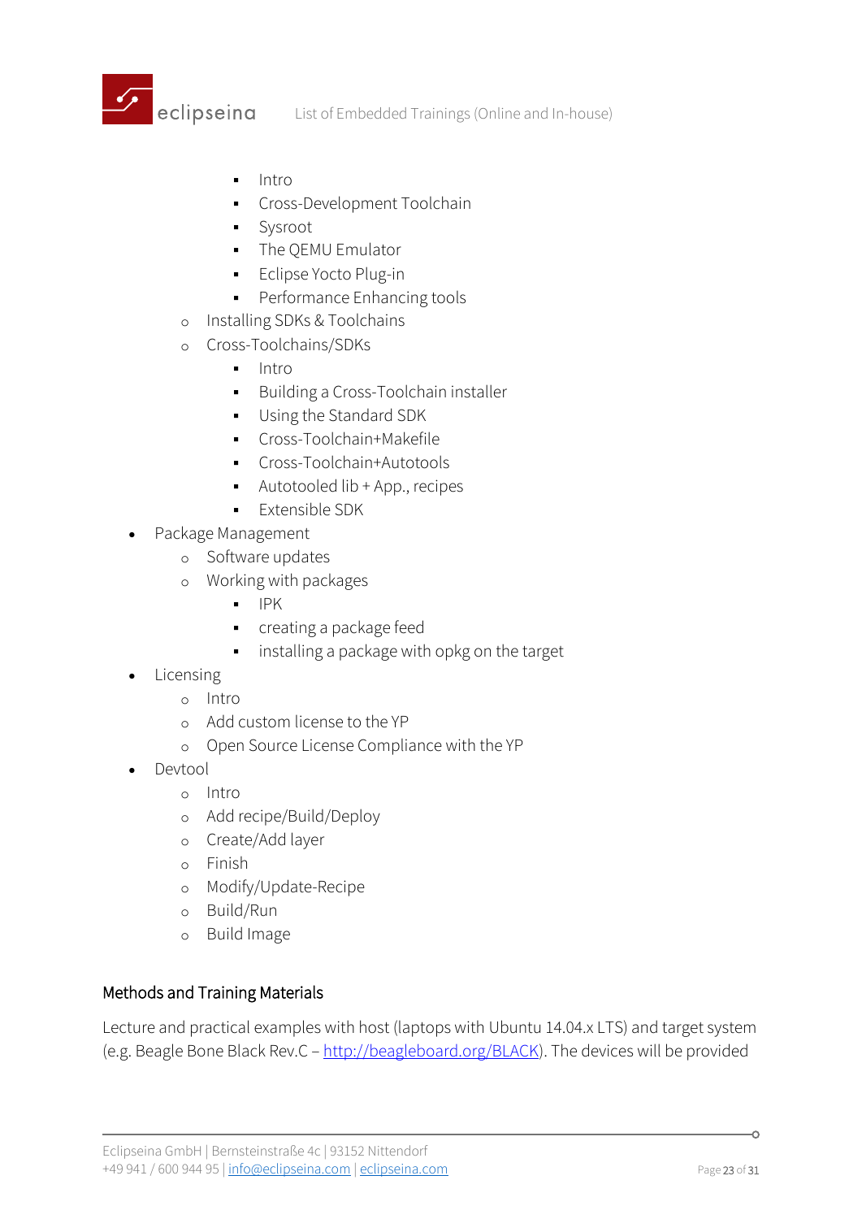- Intro
        - Cross-Development Toolchain
        - Sysroot
        - The QEMU Emulator
        - Eclipse Yocto Plug-in
        - Performance Enhancing tools
    - Installing SDKs & Toolchains
    - Cross-Toolchains/SDKs
        - Intro
        - Building a Cross-Toolchain installer
        - Using the Standard SDK
        - Cross-Toolchain+Makefile
        - Cross-Toolchain+Autotools
        - Autotooled lib + App., recipes
        - Extensible SDK
- Package Management
    - Software updates
    - Working with packages
        - IPK
        - creating a package feed
        - installing a package with opkg on the target
- Licensing
    - Intro
    - Add custom license to the YP
    - Open Source License Compliance with the YP
- Devtool
    - Intro
    - Add recipe/Build/Deploy
    - Create/Add layer
    - Finish
    - Modify/Update-Recipe
    - Build/Run
    - Build Image

## Methods and Training Materials

Lecture and practical examples with host (laptops with Ubuntu 14.04.x LTS) and target system (e.g. Beagle Bone Black Rev.C – http://beagleboard.org/BLACK). The devices will be provided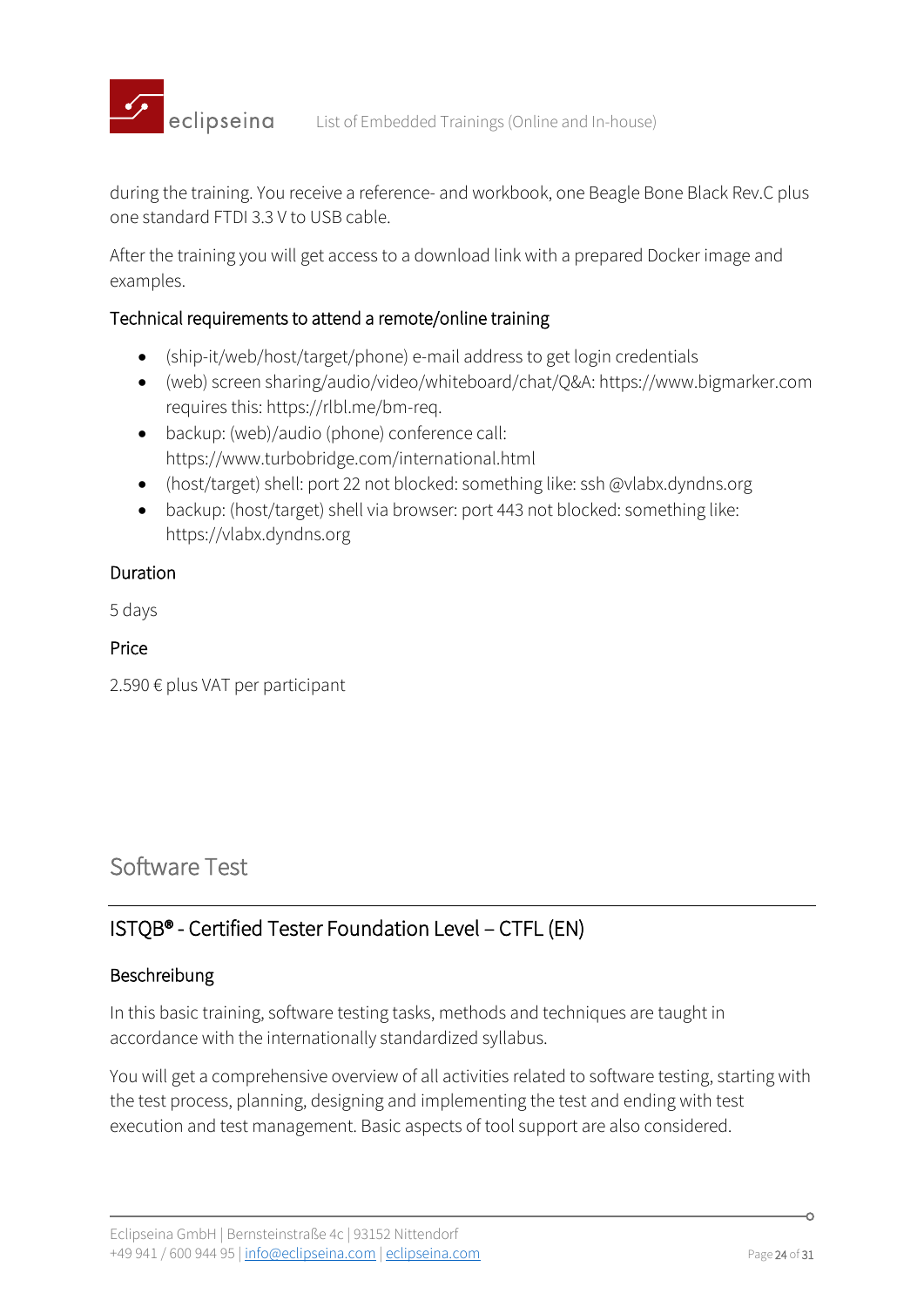during the training. You receive a reference- and workbook, one Beagle Bone Black Rev.C plus one standard FTDI 3.3 V to USB cable.

After the training you will get access to a download link with a prepared Docker image and examples.

### Technical requirements to attend a remote/online training

- (ship-it/web/host/target/phone) e-mail address to get login credentials
- (web) screen sharing/audio/video/whiteboard/chat/Q&A: https://www.bigmarker.com requires this: https://rlbl.me/bm-req.
- backup: (web)/audio (phone) conference call: https://www.turbobridge.com/international.html
- (host/target) shell: port 22 not blocked: something like: ssh @vlabx.dyndns.org
- backup: (host/target) shell via browser: port 443 not blocked: something like: https://vlabx.dyndns.org

### Duration

5 days

### Price

2.590 € plus VAT per participant

# Software Test

## ISTQB® - Certified Tester Foundation Level – CTFL (EN)

### Beschreibung

In this basic training, software testing tasks, methods and techniques are taught in accordance with the internationally standardized syllabus.

You will get a comprehensive overview of all activities related to software testing, starting with the test process, planning, designing and implementing the test and ending with test execution and test management. Basic aspects of tool support are also considered.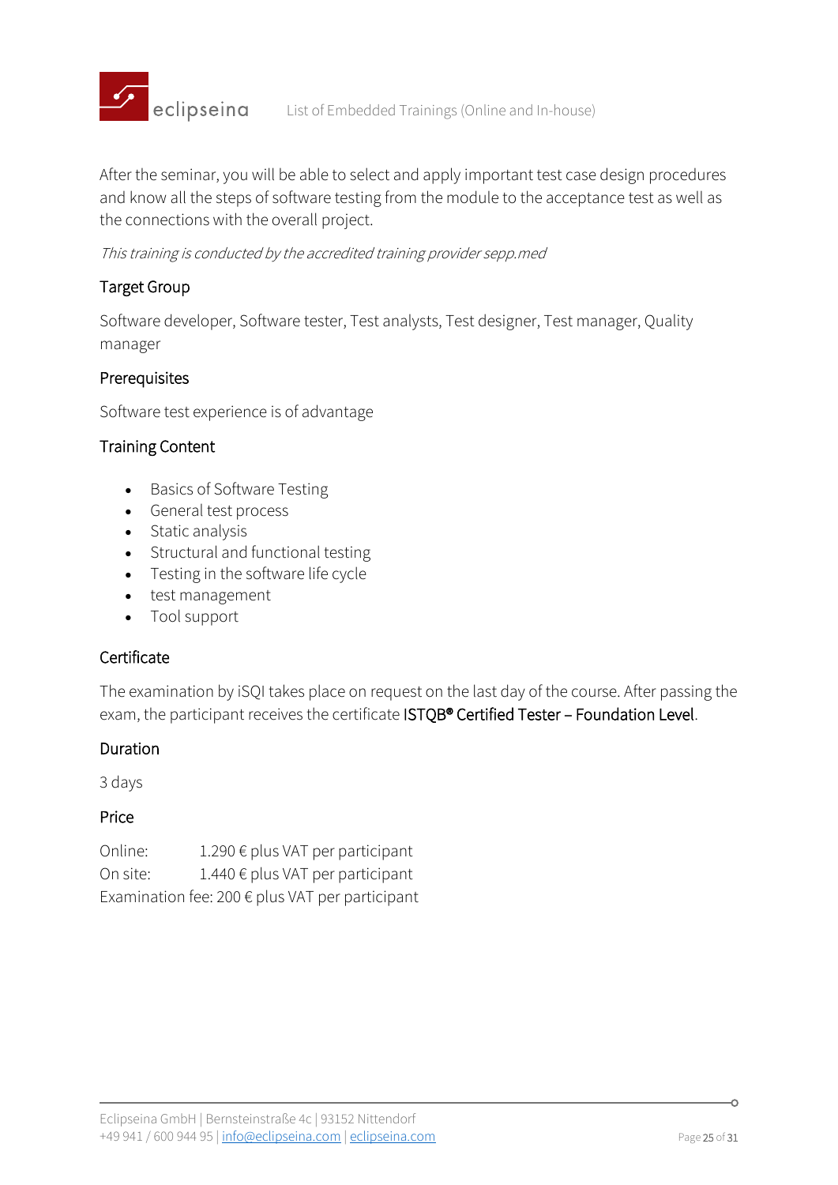After the seminar, you will be able to select and apply important test case design procedures and know all the steps of software testing from the module to the acceptance test as well as the connections with the overall project.

*This training is conducted by the accredited training provider sepp.med*

### Target Group

Software developer, Software tester, Test analysts, Test designer, Test manager, Quality manager

### Prerequisites

Software test experience is of advantage

### Training Content

- Basics of Software Testing
- General test process
- Static analysis
- Structural and functional testing
- Testing in the software life cycle
- test management
- Tool support

### Certificate

The examination by iSQI takes place on request on the last day of the course. After passing the exam, the participant receives the certificate **ISTQB® Certified Tester – Foundation Level**.

### Duration

3 days

### Price

Online: 1.290 € plus VAT per participant
On site: 1.440 € plus VAT per participant
Examination fee: 200 € plus VAT per participant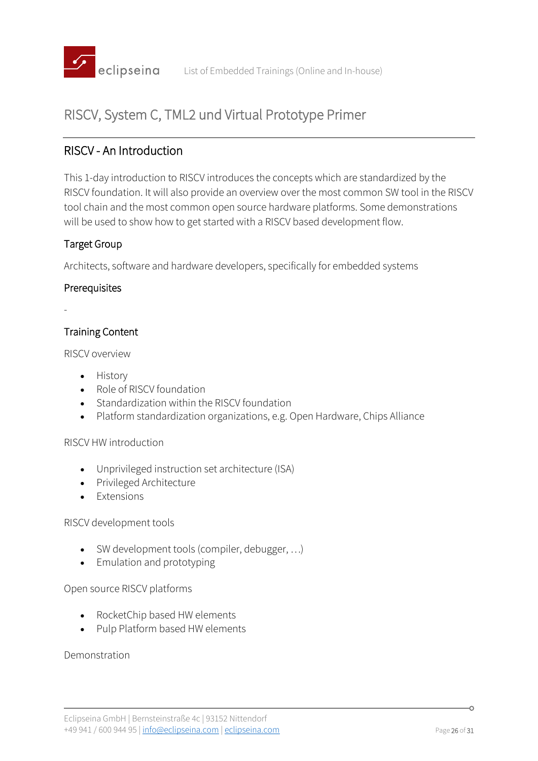# RISCV, System C, TML2 und Virtual Prototype Primer

## RISCV - An Introduction

This 1-day introduction to RISCV introduces the concepts which are standardized by the RISCV foundation. It will also provide an overview over the most common SW tool in the RISCV tool chain and the most common open source hardware platforms. Some demonstrations will be used to show how to get started with a RISCV based development flow.

### Target Group

Architects, software and hardware developers, specifically for embedded systems

### Prerequisites

-

### Training Content

RISCV overview

- History
- Role of RISCV foundation
- Standardization within the RISCV foundation
- Platform standardization organizations, e.g. Open Hardware, Chips Alliance

RISCV HW introduction

- Unprivileged instruction set architecture (ISA)
- Privileged Architecture
- Extensions

RISCV development tools

- SW development tools (compiler, debugger, …)
- Emulation and prototyping

Open source RISCV platforms

- RocketChip based HW elements
- Pulp Platform based HW elements

Demonstration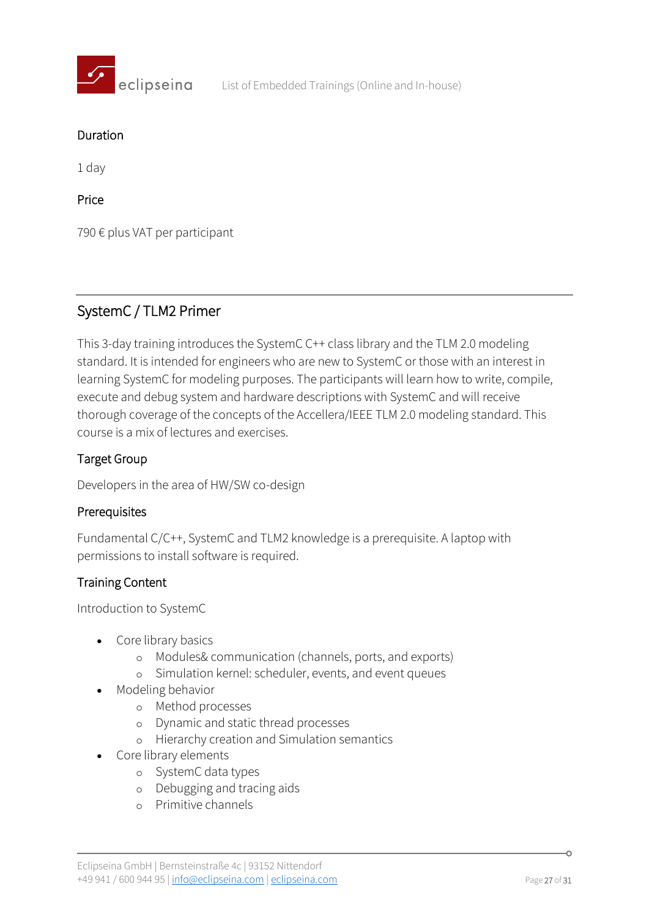### Duration

1 day

### Price

790 € plus VAT per participant

---

## SystemC / TLM2 Primer

This 3-day training introduces the SystemC C++ class library and the TLM 2.0 modeling standard. It is intended for engineers who are new to SystemC or those with an interest in learning SystemC for modeling purposes. The participants will learn how to write, compile, execute and debug system and hardware descriptions with SystemC and will receive thorough coverage of the concepts of the Accellera/IEEE TLM 2.0 modeling standard. This course is a mix of lectures and exercises.

### Target Group

Developers in the area of HW/SW co-design

### Prerequisites

Fundamental C/C++, SystemC and TLM2 knowledge is a prerequisite. A laptop with permissions to install software is required.

### Training Content

Introduction to SystemC

- Core library basics
  - Modules& communication (channels, ports, and exports)
  - Simulation kernel: scheduler, events, and event queues
- Modeling behavior
  - Method processes
  - Dynamic and static thread processes
  - Hierarchy creation and Simulation semantics
- Core library elements
  - SystemC data types
  - Debugging and tracing aids
  - Primitive channels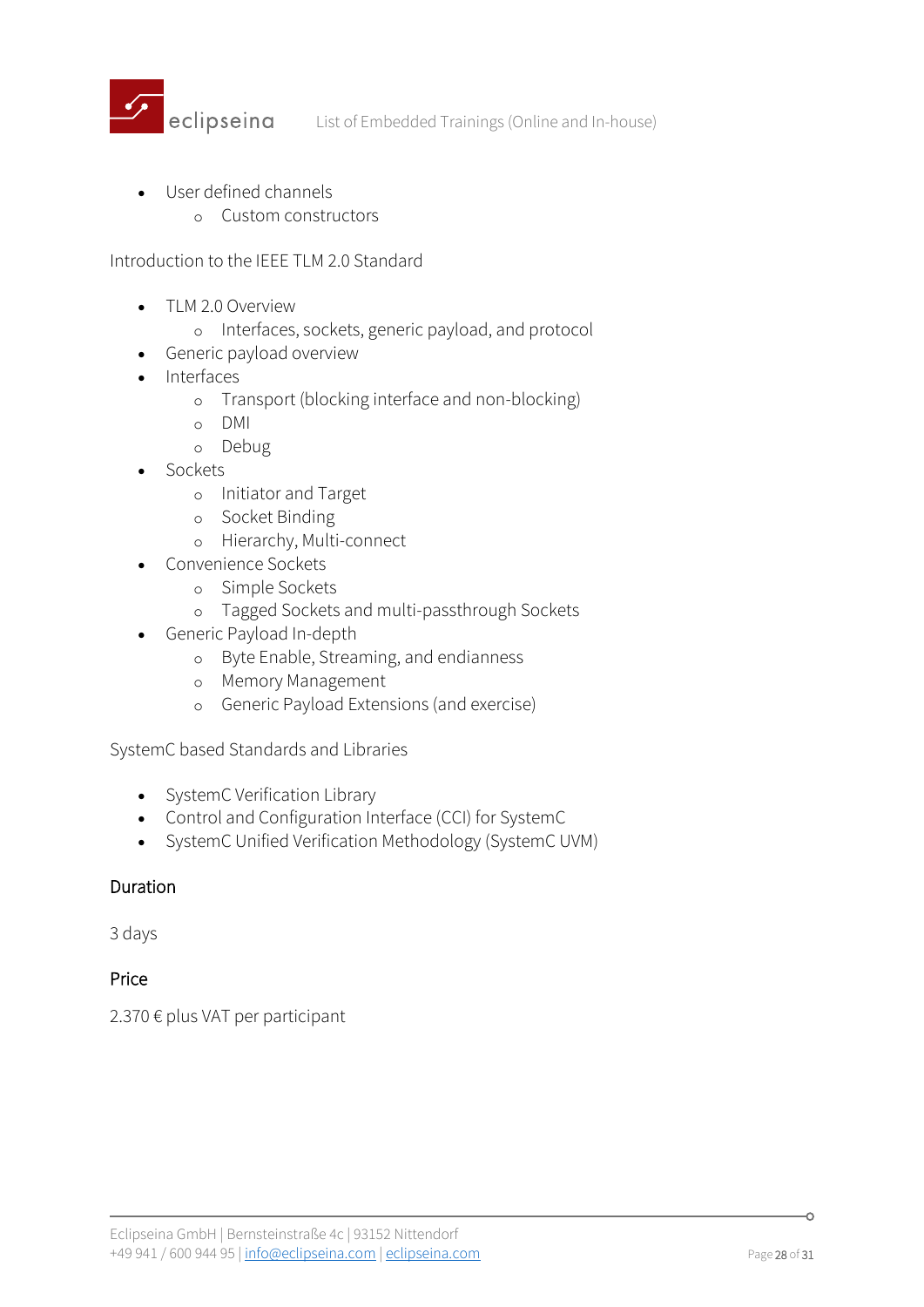- User defined channels
    - Custom constructors

Introduction to the IEEE TLM 2.0 Standard

- TLM 2.0 Overview
    - Interfaces, sockets, generic payload, and protocol
- Generic payload overview
- Interfaces
    - Transport (blocking interface and non-blocking)
    - DMI
    - Debug
- Sockets
    - Initiator and Target
    - Socket Binding
    - Hierarchy, Multi-connect
- Convenience Sockets
    - Simple Sockets
    - Tagged Sockets and multi-passthrough Sockets
- Generic Payload In-depth
    - Byte Enable, Streaming, and endianness
    - Memory Management
    - Generic Payload Extensions (and exercise)

SystemC based Standards and Libraries

- SystemC Verification Library
- Control and Configuration Interface (CCI) for SystemC
- SystemC Unified Verification Methodology (SystemC UVM)

## Duration

3 days

## Price

2.370 € plus VAT per participant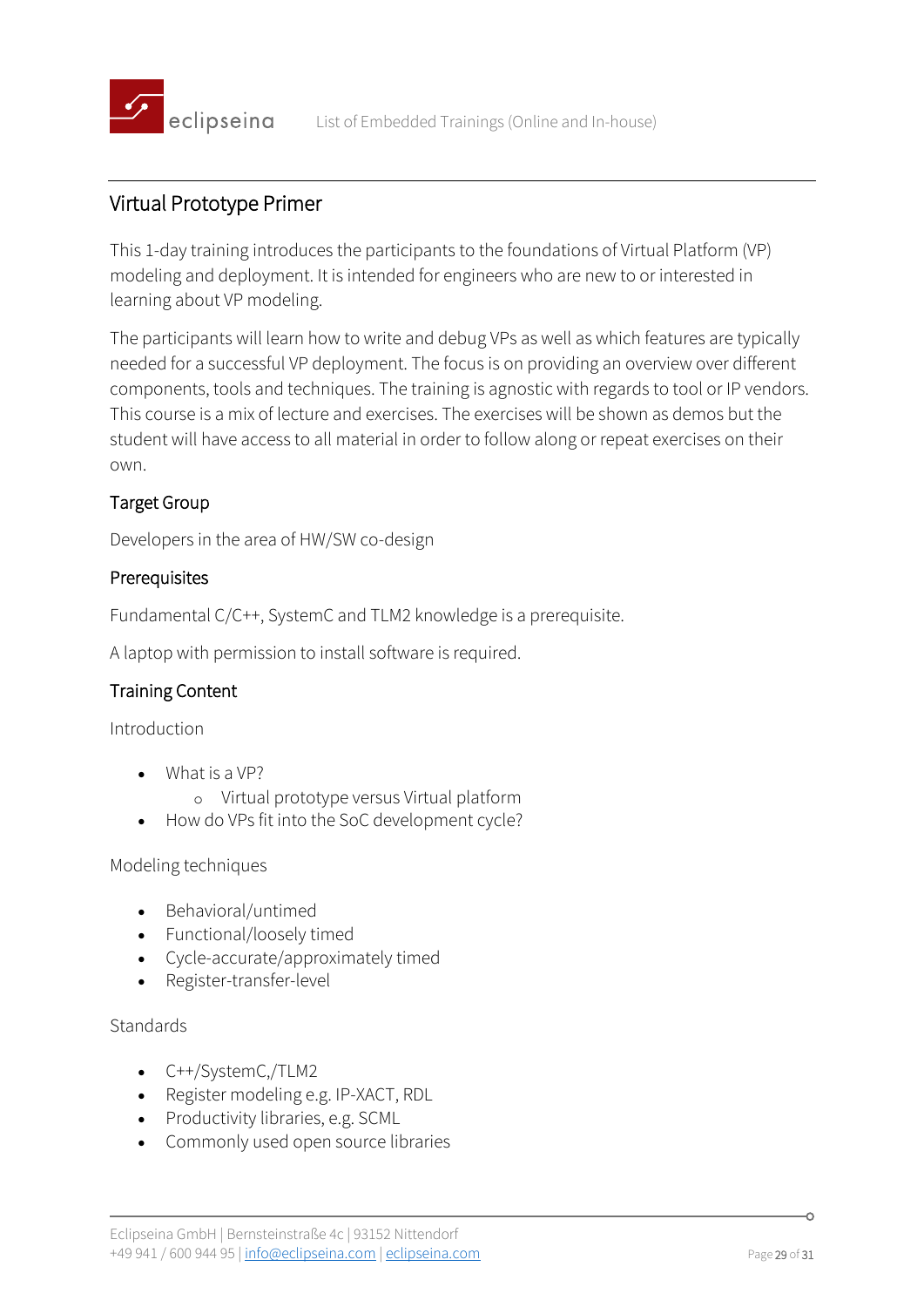## Virtual Prototype Primer

This 1-day training introduces the participants to the foundations of Virtual Platform (VP) modeling and deployment. It is intended for engineers who are new to or interested in learning about VP modeling.

The participants will learn how to write and debug VPs as well as which features are typically needed for a successful VP deployment. The focus is on providing an overview over different components, tools and techniques. The training is agnostic with regards to tool or IP vendors. This course is a mix of lecture and exercises. The exercises will be shown as demos but the student will have access to all material in order to follow along or repeat exercises on their own.

### Target Group

Developers in the area of HW/SW co-design

### Prerequisites

Fundamental C/C++, SystemC and TLM2 knowledge is a prerequisite.

A laptop with permission to install software is required.

### Training Content

Introduction

- What is a VP?
  - Virtual prototype versus Virtual platform
- How do VPs fit into the SoC development cycle?

Modeling techniques

- Behavioral/untimed
- Functional/loosely timed
- Cycle-accurate/approximately timed
- Register-transfer-level

Standards

- C++/SystemC,/TLM2
- Register modeling e.g. IP-XACT, RDL
- Productivity libraries, e.g. SCML
- Commonly used open source libraries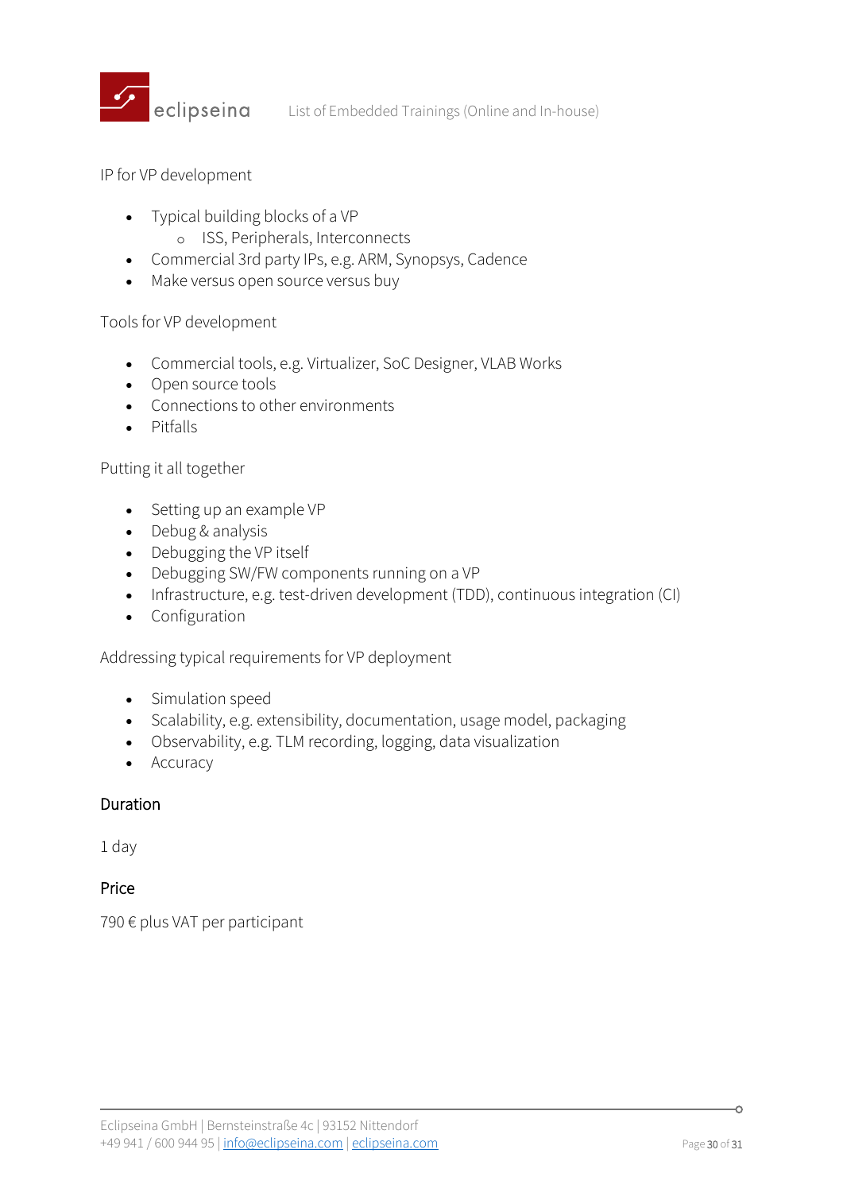IP for VP development

- Typical building blocks of a VP
  - ISS, Peripherals, Interconnects
- Commercial 3rd party IPs, e.g. ARM, Synopsys, Cadence
- Make versus open source versus buy

Tools for VP development

- Commercial tools, e.g. Virtualizer, SoC Designer, VLAB Works
- Open source tools
- Connections to other environments
- Pitfalls

Putting it all together

- Setting up an example VP
- Debug & analysis
- Debugging the VP itself
- Debugging SW/FW components running on a VP
- Infrastructure, e.g. test-driven development (TDD), continuous integration (CI)
- Configuration

Addressing typical requirements for VP deployment

- Simulation speed
- Scalability, e.g. extensibility, documentation, usage model, packaging
- Observability, e.g. TLM recording, logging, data visualization
- Accuracy

## Duration

1 day

## Price

790 € plus VAT per participant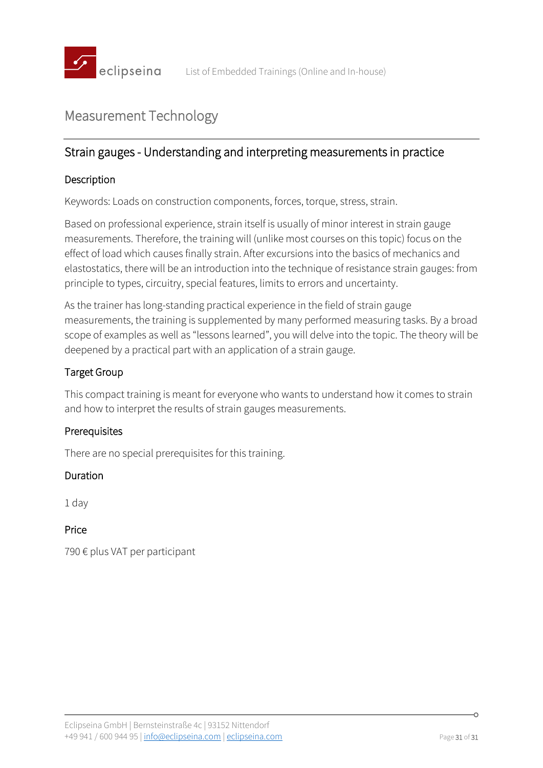# Measurement Technology

## Strain gauges - Understanding and interpreting measurements in practice

### Description

Keywords: Loads on construction components, forces, torque, stress, strain.

Based on professional experience, strain itself is usually of minor interest in strain gauge measurements. Therefore, the training will (unlike most courses on this topic) focus on the effect of load which causes finally strain. After excursions into the basics of mechanics and elastostatics, there will be an introduction into the technique of resistance strain gauges: from principle to types, circuitry, special features, limits to errors and uncertainty.

As the trainer has long-standing practical experience in the field of strain gauge measurements, the training is supplemented by many performed measuring tasks. By a broad scope of examples as well as "lessons learned", you will delve into the topic. The theory will be deepened by a practical part with an application of a strain gauge.

### Target Group

This compact training is meant for everyone who wants to understand how it comes to strain and how to interpret the results of strain gauges measurements.

### Prerequisites

There are no special prerequisites for this training.

### Duration

1 day

### Price

790 € plus VAT per participant